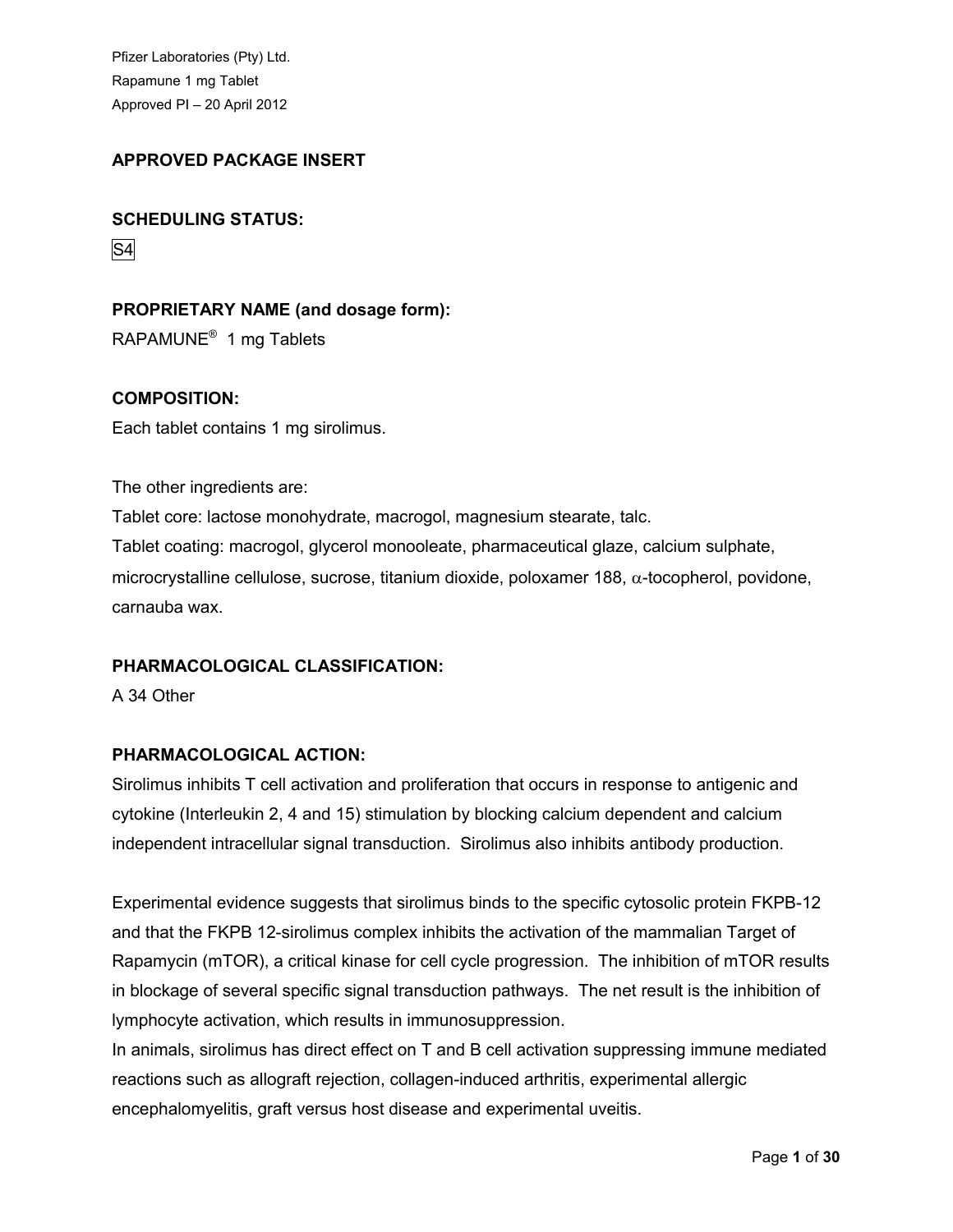## APPROVED PACKAGE INSERT

### SCHEDULING STATUS:

S4

### PROPRIETARY NAME (and dosage form):

RAPAMUNE® 1 mg Tablets

### COMPOSITION:

Each tablet contains 1 mg sirolimus.

The other ingredients are:

Tablet core: lactose monohydrate, macrogol, magnesium stearate, talc.

Tablet coating: macrogol, glycerol monooleate, pharmaceutical glaze, calcium sulphate, microcrystalline cellulose, sucrose, titanium dioxide, poloxamer 188, $\alpha$-tocopherol, povidone, carnauba wax.

### PHARMACOLOGICAL CLASSIFICATION:

A 34 Other

### PHARMACOLOGICAL ACTION:

Sirolimus inhibits T cell activation and proliferation that occurs in response to antigenic and cytokine (Interleukin 2, 4 and 15) stimulation by blocking calcium dependent and calcium independent intracellular signal transduction. Sirolimus also inhibits antibody production.

Experimental evidence suggests that sirolimus binds to the specific cytosolic protein FKPB-12 and that the FKPB 12-sirolimus complex inhibits the activation of the mammalian Target of Rapamycin (mTOR), a critical kinase for cell cycle progression. The inhibition of mTOR results in blockage of several specific signal transduction pathways. The net result is the inhibition of lymphocyte activation, which results in immunosuppression.

In animals, sirolimus has direct effect on T and B cell activation suppressing immune mediated reactions such as allograft rejection, collagen-induced arthritis, experimental allergic encephalomyelitis, graft versus host disease and experimental uveitis.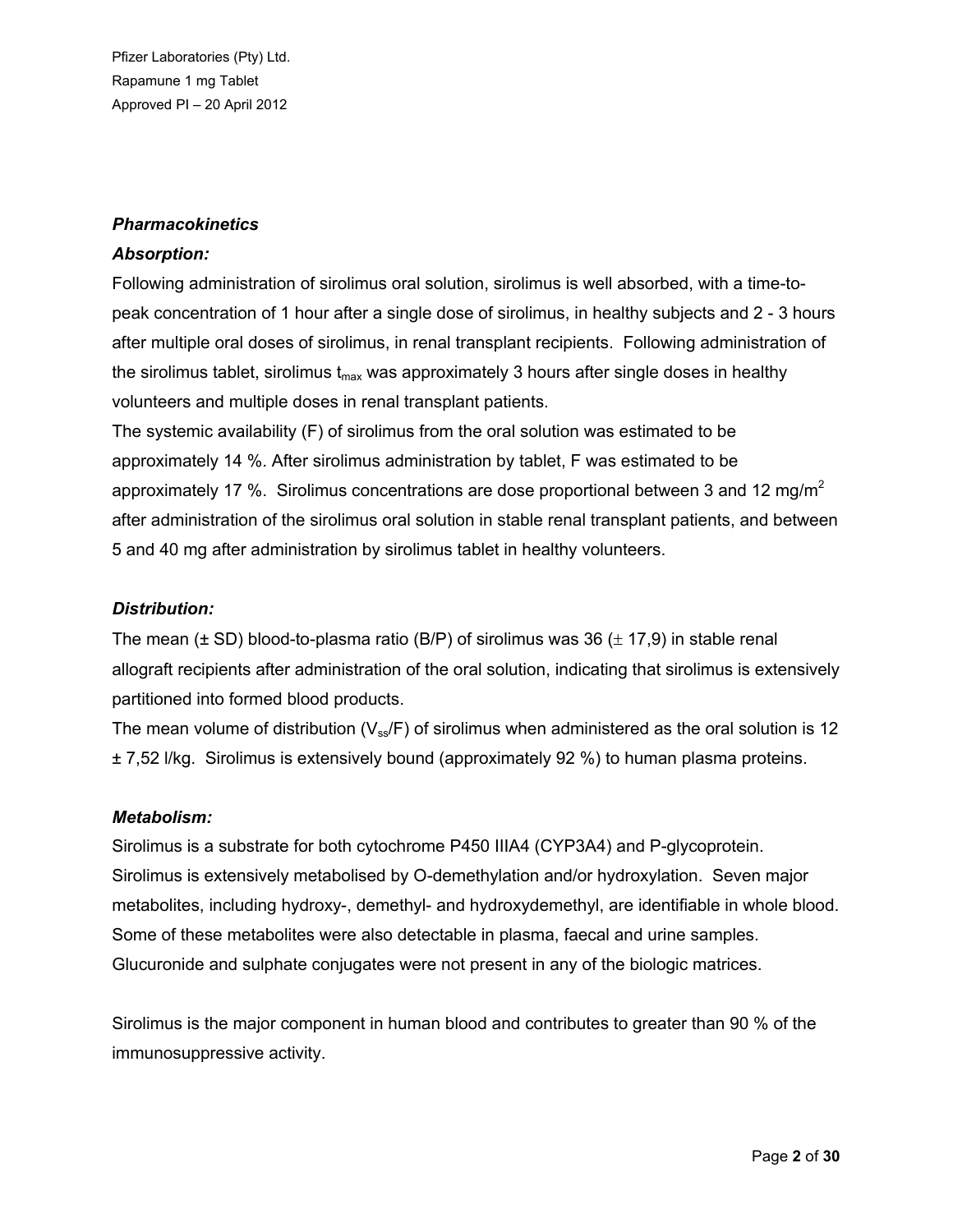### *Pharmacokinetics*

#### *Absorption:*

Following administration of sirolimus oral solution, sirolimus is well absorbed, with a time-to-peak concentration of 1 hour after a single dose of sirolimus, in healthy subjects and 2 - 3 hours after multiple oral doses of sirolimus, in renal transplant recipients. Following administration of the sirolimus tablet, sirolimus $t_{max}$ was approximately 3 hours after single doses in healthy volunteers and multiple doses in renal transplant patients.

The systemic availability (F) of sirolimus from the oral solution was estimated to be approximately 14 %. After sirolimus administration by tablet, F was estimated to be approximately 17 %. Sirolimus concentrations are dose proportional between 3 and 12 mg/m$^2$ after administration of the sirolimus oral solution in stable renal transplant patients, and between 5 and 40 mg after administration by sirolimus tablet in healthy volunteers.

#### *Distribution:*

The mean (± SD) blood-to-plasma ratio (B/P) of sirolimus was 36 (± 17,9) in stable renal allograft recipients after administration of the oral solution, indicating that sirolimus is extensively partitioned into formed blood products.

The mean volume of distribution ($V_{ss}$/F) of sirolimus when administered as the oral solution is 12 ± 7,52 l/kg. Sirolimus is extensively bound (approximately 92 %) to human plasma proteins.

#### *Metabolism:*

Sirolimus is a substrate for both cytochrome P450 IIIA4 (CYP3A4) and P-glycoprotein. Sirolimus is extensively metabolised by O-demethylation and/or hydroxylation. Seven major metabolites, including hydroxy-, demethyl- and hydroxydemethyl, are identifiable in whole blood. Some of these metabolites were also detectable in plasma, faecal and urine samples. Glucuronide and sulphate conjugates were not present in any of the biologic matrices.

Sirolimus is the major component in human blood and contributes to greater than 90 % of the immunosuppressive activity.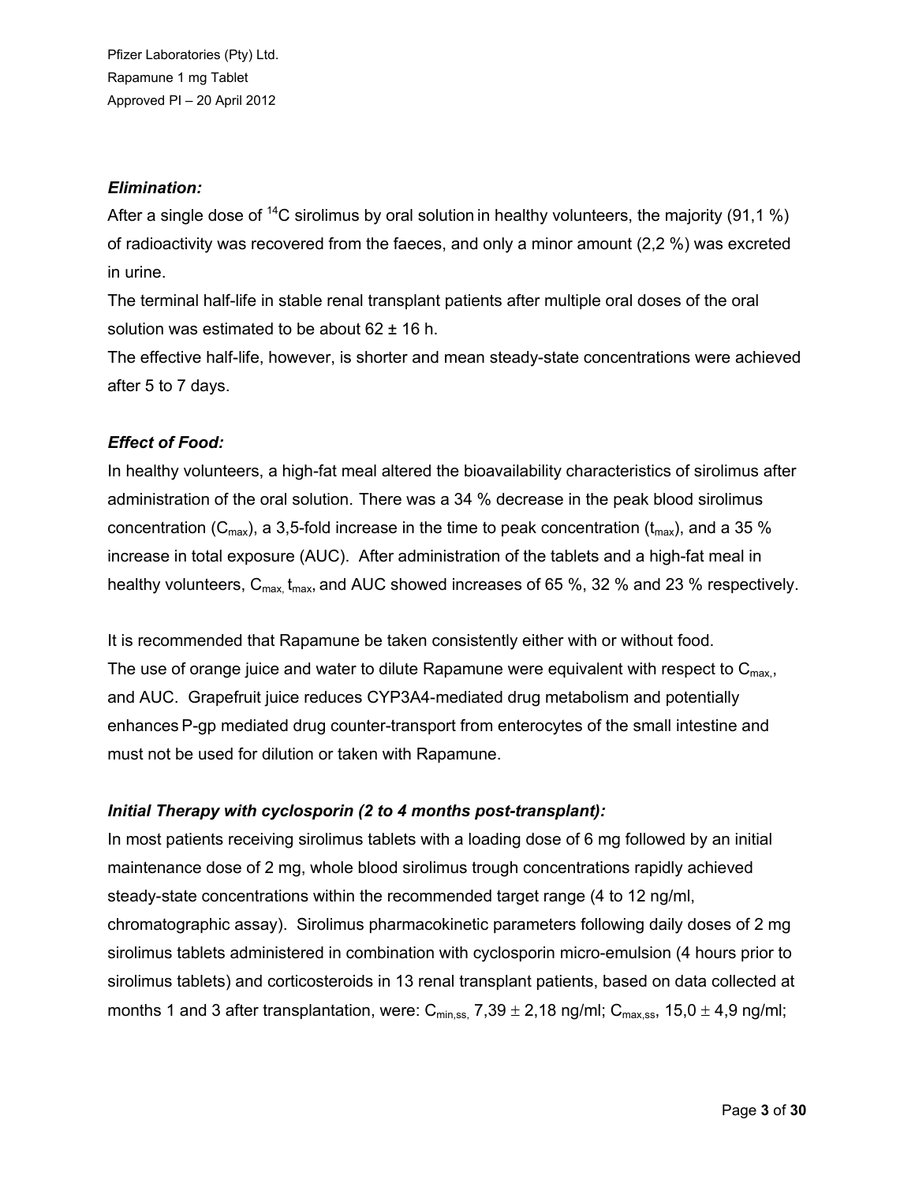### *Elimination:*

After a single dose of $^{14}C$ sirolimus by oral solution in healthy volunteers, the majority (91,1 %) of radioactivity was recovered from the faeces, and only a minor amount (2,2 %) was excreted in urine.

The terminal half-life in stable renal transplant patients after multiple oral doses of the oral solution was estimated to be about 62 ± 16 h.

The effective half-life, however, is shorter and mean steady-state concentrations were achieved after 5 to 7 days.

### *Effect of Food:*

In healthy volunteers, a high-fat meal altered the bioavailability characteristics of sirolimus after administration of the oral solution. There was a 34 % decrease in the peak blood sirolimus concentration ($C_{max}$), a 3,5-fold increase in the time to peak concentration ($t_{max}$), and a 35 % increase in total exposure (AUC). After administration of the tablets and a high-fat meal in healthy volunteers, $C_{max}$, $t_{max}$, and AUC showed increases of 65 %, 32 % and 23 % respectively.

It is recommended that Rapamune be taken consistently either with or without food.
The use of orange juice and water to dilute Rapamune were equivalent with respect to $C_{max}$, and AUC. Grapefruit juice reduces CYP3A4-mediated drug metabolism and potentially enhances P-gp mediated drug counter-transport from enterocytes of the small intestine and must not be used for dilution or taken with Rapamune.

### *Initial Therapy with cyclosporin (2 to 4 months post-transplant):*

In most patients receiving sirolimus tablets with a loading dose of 6 mg followed by an initial maintenance dose of 2 mg, whole blood sirolimus trough concentrations rapidly achieved steady-state concentrations within the recommended target range (4 to 12 ng/ml, chromatographic assay). Sirolimus pharmacokinetic parameters following daily doses of 2 mg sirolimus tablets administered in combination with cyclosporin micro-emulsion (4 hours prior to sirolimus tablets) and corticosteroids in 13 renal transplant patients, based on data collected at months 1 and 3 after transplantation, were: $C_{min,ss}$, 7,39 $\pm$ 2,18 ng/ml; $C_{max,ss}$, 15,0 $\pm$ 4,9 ng/ml;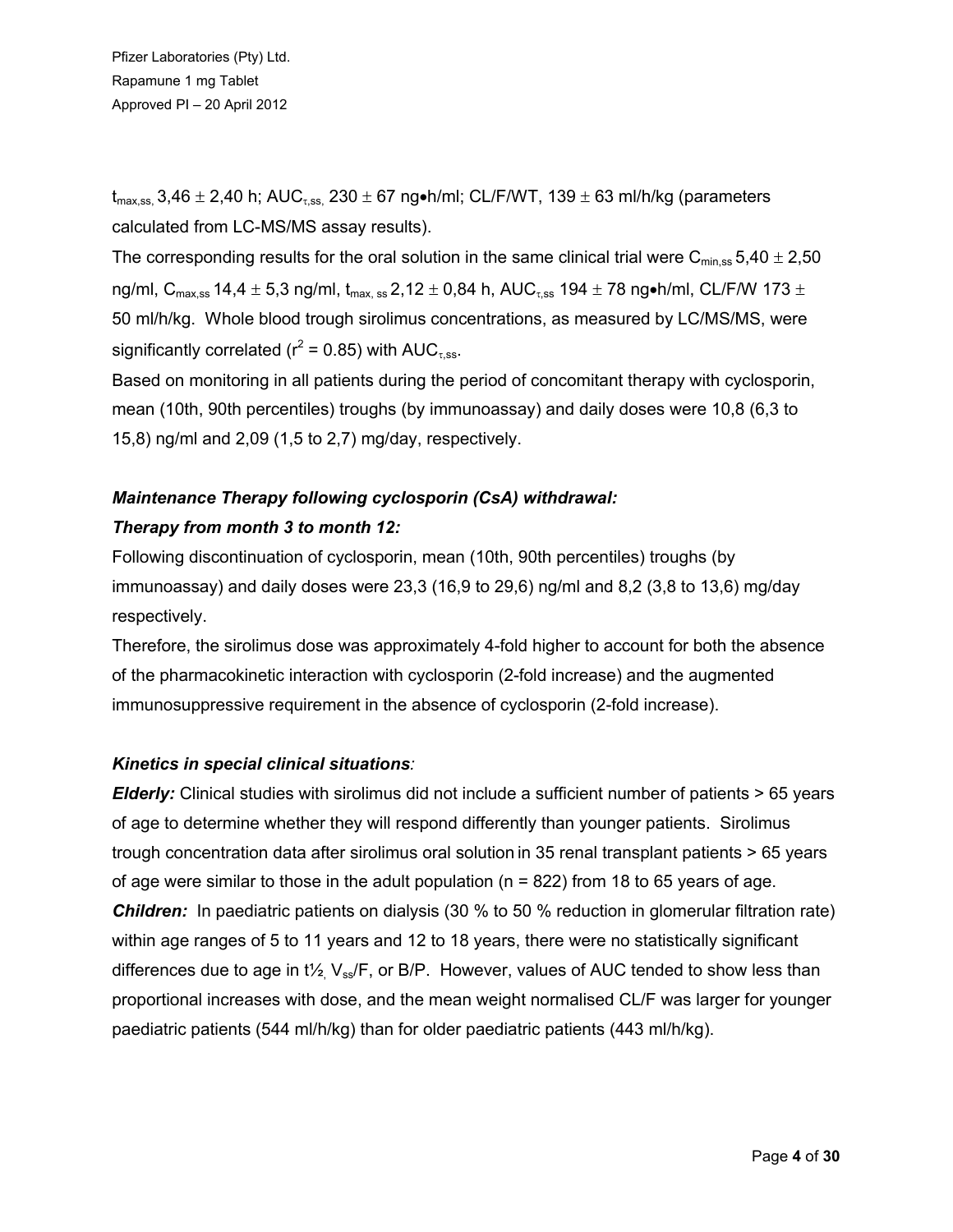$t_{max,ss,}$ 3,46 ± 2,40 h; $AUC_{\tau,ss,}$ 230 ± 67 ng•h/ml; CL/F/WT, 139 ± 63 ml/h/kg (parameters calculated from LC-MS/MS assay results).

The corresponding results for the oral solution in the same clinical trial were $C_{min,ss}$ 5,40 ± 2,50 ng/ml, $C_{max,ss}$ 14,4 ± 5,3 ng/ml, $t_{max,\,ss}$ 2,12 ± 0,84 h, $AUC_{\tau,ss}$ 194 ± 78 ng•h/ml, CL/F/W 173 ± 50 ml/h/kg. Whole blood trough sirolimus concentrations, as measured by LC/MS/MS, were significantly correlated ($r^2$ = 0.85) with $AUC_{\tau,ss}$.

Based on monitoring in all patients during the period of concomitant therapy with cyclosporin, mean (10th, 90th percentiles) troughs (by immunoassay) and daily doses were 10,8 (6,3 to 15,8) ng/ml and 2,09 (1,5 to 2,7) mg/day, respectively.

***Maintenance Therapy following cyclosporin (CsA) withdrawal:***

***Therapy from month 3 to month 12:***

Following discontinuation of cyclosporin, mean (10th, 90th percentiles) troughs (by immunoassay) and daily doses were 23,3 (16,9 to 29,6) ng/ml and 8,2 (3,8 to 13,6) mg/day respectively.

Therefore, the sirolimus dose was approximately 4-fold higher to account for both the absence of the pharmacokinetic interaction with cyclosporin (2-fold increase) and the augmented immunosuppressive requirement in the absence of cyclosporin (2-fold increase).

***Kinetics in special clinical situations:***

***Elderly:*** Clinical studies with sirolimus did not include a sufficient number of patients > 65 years of age to determine whether they will respond differently than younger patients. Sirolimus trough concentration data after sirolimus oral solution in 35 renal transplant patients > 65 years of age were similar to those in the adult population (n = 822) from 18 to 65 years of age.

***Children:*** In paediatric patients on dialysis (30 % to 50 % reduction in glomerular filtration rate) within age ranges of 5 to 11 years and 12 to 18 years, there were no statistically significant differences due to age in t½, $V_{ss}$/F, or B/P. However, values of AUC tended to show less than proportional increases with dose, and the mean weight normalised CL/F was larger for younger paediatric patients (544 ml/h/kg) than for older paediatric patients (443 ml/h/kg).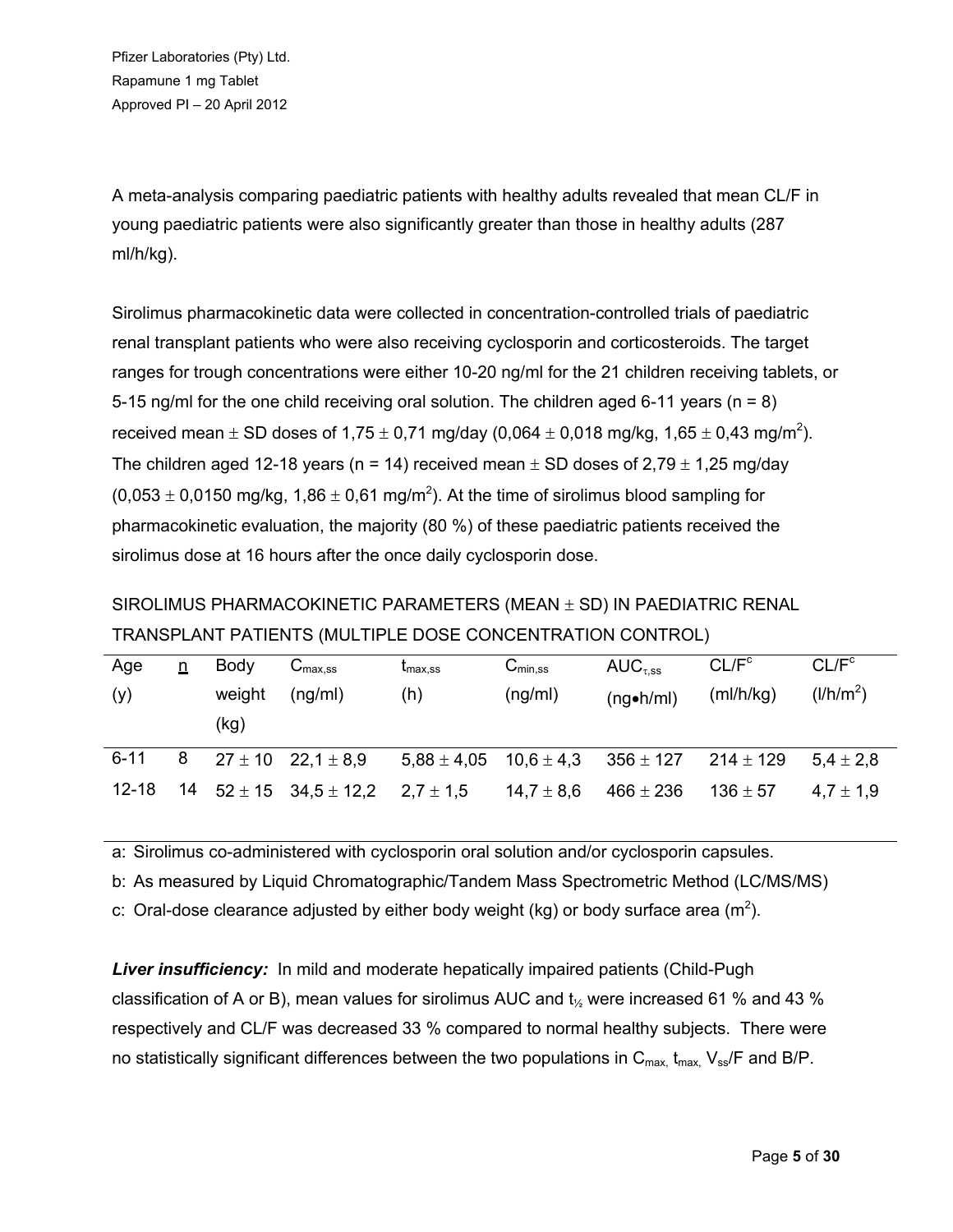A meta-analysis comparing paediatric patients with healthy adults revealed that mean CL/F in young paediatric patients were also significantly greater than those in healthy adults (287 ml/h/kg).

Sirolimus pharmacokinetic data were collected in concentration-controlled trials of paediatric renal transplant patients who were also receiving cyclosporin and corticosteroids. The target ranges for trough concentrations were either 10-20 ng/ml for the 21 children receiving tablets, or 5-15 ng/ml for the one child receiving oral solution. The children aged 6-11 years (n = 8) received mean ± SD doses of 1,75 ± 0,71 mg/day (0,064 ± 0,018 mg/kg, 1,65 ± 0,43 mg/m$^2$). The children aged 12-18 years (n = 14) received mean ± SD doses of 2,79 ± 1,25 mg/day (0,053 ± 0,0150 mg/kg, 1,86 ± 0,61 mg/m$^2$). At the time of sirolimus blood sampling for pharmacokinetic evaluation, the majority (80 %) of these paediatric patients received the sirolimus dose at 16 hours after the once daily cyclosporin dose.

SIROLIMUS PHARMACOKINETIC PARAMETERS (MEAN ± SD) IN PAEDIATRIC RENAL TRANSPLANT PATIENTS (MULTIPLE DOSE CONCENTRATION CONTROL)

| Age (y) | n | Body weight (kg) | $C_{max,ss}$ (ng/ml) | $t_{max,ss}$ (h) | $C_{min,ss}$ (ng/ml) | $AUC_{\tau,ss}$ (ng•h/ml) | CL/F[c] (ml/h/kg) | CL/F[c] (l/h/m$^2$) |
|---|---|---|---|---|---|---|---|---|
| 6-11 | 8 | 27 ± 10 | 22,1 ± 8,9 | 5,88 ± 4,05 | 10,6 ± 4,3 | 356 ± 127 | 214 ± 129 | 5,4 ± 2,8 |
| 12-18 | 14 | 52 ± 15 | 34,5 ± 12,2 | 2,7 ± 1,5 | 14,7 ± 8,6 | 466 ± 236 | 136 ± 57 | 4,7 ± 1,9 |

a: Sirolimus co-administered with cyclosporin oral solution and/or cyclosporin capsules.

b: As measured by Liquid Chromatographic/Tandem Mass Spectrometric Method (LC/MS/MS)

c: Oral-dose clearance adjusted by either body weight (kg) or body surface area (m$^2$).

***Liver insufficiency:*** In mild and moderate hepatically impaired patients (Child-Pugh classification of A or B), mean values for sirolimus AUC and $t_{½}$ were increased 61 % and 43 % respectively and CL/F was decreased 33 % compared to normal healthy subjects. There were no statistically significant differences between the two populations in $C_{max}$, $t_{max}$, $V_{ss}$/F and B/P.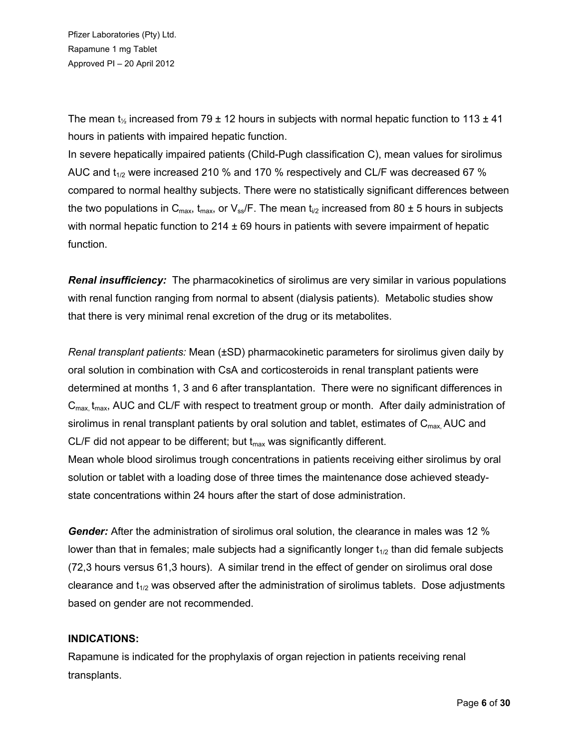The mean $t_{½}$ increased from 79 ± 12 hours in subjects with normal hepatic function to 113 ± 41 hours in patients with impaired hepatic function.

In severe hepatically impaired patients (Child-Pugh classification C), mean values for sirolimus AUC and $t_{1/2}$ were increased 210 % and 170 % respectively and CL/F was decreased 67 % compared to normal healthy subjects. There were no statistically significant differences between the two populations in $C_{max}$, $t_{max}$, or $V_{ss}$/F. The mean $t_{i/2}$ increased from 80 ± 5 hours in subjects with normal hepatic function to 214 ± 69 hours in patients with severe impairment of hepatic function.

***Renal insufficiency:*** The pharmacokinetics of sirolimus are very similar in various populations with renal function ranging from normal to absent (dialysis patients). Metabolic studies show that there is very minimal renal excretion of the drug or its metabolites.

*Renal transplant patients:* Mean (±SD) pharmacokinetic parameters for sirolimus given daily by oral solution in combination with CsA and corticosteroids in renal transplant patients were determined at months 1, 3 and 6 after transplantation. There were no significant differences in $C_{max,}$ $t_{max}$, AUC and CL/F with respect to treatment group or month. After daily administration of sirolimus in renal transplant patients by oral solution and tablet, estimates of $C_{max,}$ AUC and CL/F did not appear to be different; but $t_{max}$ was significantly different.

Mean whole blood sirolimus trough concentrations in patients receiving either sirolimus by oral solution or tablet with a loading dose of three times the maintenance dose achieved steady-state concentrations within 24 hours after the start of dose administration.

***Gender:*** After the administration of sirolimus oral solution, the clearance in males was 12 % lower than that in females; male subjects had a significantly longer $t_{1/2}$ than did female subjects (72,3 hours versus 61,3 hours). A similar trend in the effect of gender on sirolimus oral dose clearance and $t_{1/2}$ was observed after the administration of sirolimus tablets. Dose adjustments based on gender are not recommended.

**INDICATIONS:**

Rapamune is indicated for the prophylaxis of organ rejection in patients receiving renal transplants.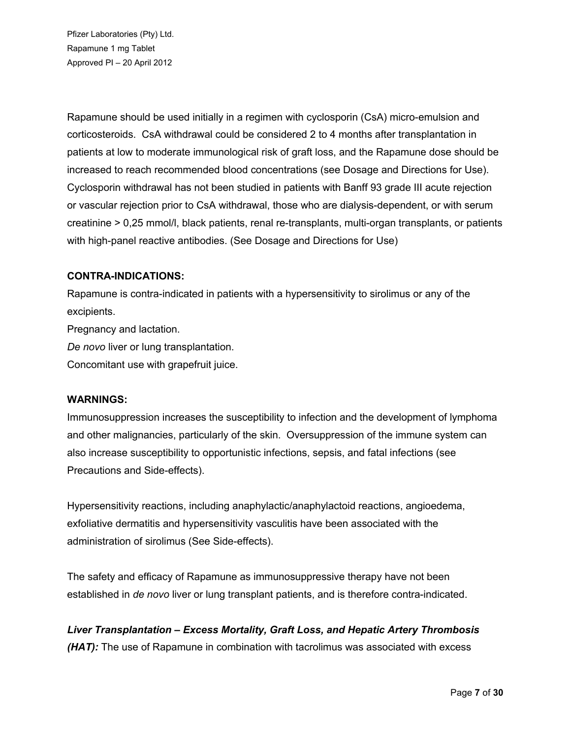Rapamune should be used initially in a regimen with cyclosporin (CsA) micro-emulsion and corticosteroids. CsA withdrawal could be considered 2 to 4 months after transplantation in patients at low to moderate immunological risk of graft loss, and the Rapamune dose should be increased to reach recommended blood concentrations (see Dosage and Directions for Use). Cyclosporin withdrawal has not been studied in patients with Banff 93 grade III acute rejection or vascular rejection prior to CsA withdrawal, those who are dialysis-dependent, or with serum creatinine > 0,25 mmol/l, black patients, renal re-transplants, multi-organ transplants, or patients with high-panel reactive antibodies. (See Dosage and Directions for Use)

**CONTRA-INDICATIONS:**

Rapamune is contra-indicated in patients with a hypersensitivity to sirolimus or any of the excipients.

Pregnancy and lactation.

*De novo* liver or lung transplantation.

Concomitant use with grapefruit juice.

**WARNINGS:**

Immunosuppression increases the susceptibility to infection and the development of lymphoma and other malignancies, particularly of the skin. Oversuppression of the immune system can also increase susceptibility to opportunistic infections, sepsis, and fatal infections (see Precautions and Side-effects).

Hypersensitivity reactions, including anaphylactic/anaphylactoid reactions, angioedema, exfoliative dermatitis and hypersensitivity vasculitis have been associated with the administration of sirolimus (See Side-effects).

The safety and efficacy of Rapamune as immunosuppressive therapy have not been established in *de novo* liver or lung transplant patients, and is therefore contra-indicated.

***Liver Transplantation – Excess Mortality, Graft Loss, and Hepatic Artery Thrombosis (HAT):*** The use of Rapamune in combination with tacrolimus was associated with excess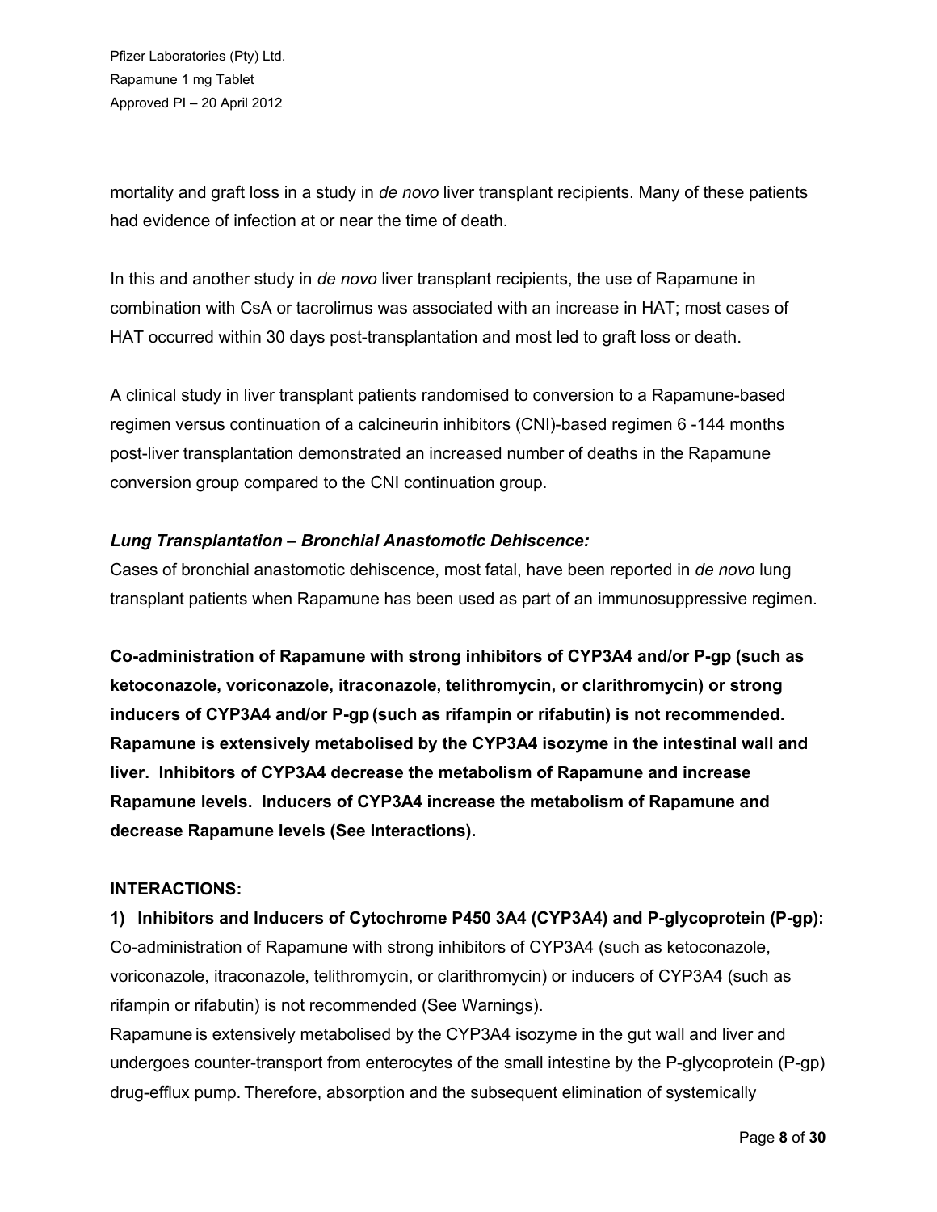mortality and graft loss in a study in *de novo* liver transplant recipients. Many of these patients had evidence of infection at or near the time of death.

In this and another study in *de novo* liver transplant recipients, the use of Rapamune in combination with CsA or tacrolimus was associated with an increase in HAT; most cases of HAT occurred within 30 days post-transplantation and most led to graft loss or death.

A clinical study in liver transplant patients randomised to conversion to a Rapamune-based regimen versus continuation of a calcineurin inhibitors (CNI)-based regimen 6 -144 months post-liver transplantation demonstrated an increased number of deaths in the Rapamune conversion group compared to the CNI continuation group.

***Lung Transplantation – Bronchial Anastomotic Dehiscence:***

Cases of bronchial anastomotic dehiscence, most fatal, have been reported in *de novo* lung transplant patients when Rapamune has been used as part of an immunosuppressive regimen.

**Co-administration of Rapamune with strong inhibitors of CYP3A4 and/or P-gp (such as ketoconazole, voriconazole, itraconazole, telithromycin, or clarithromycin) or strong inducers of CYP3A4 and/or P-gp (such as rifampin or rifabutin) is not recommended. Rapamune is extensively metabolised by the CYP3A4 isozyme in the intestinal wall and liver. Inhibitors of CYP3A4 decrease the metabolism of Rapamune and increase Rapamune levels. Inducers of CYP3A4 increase the metabolism of Rapamune and decrease Rapamune levels (See Interactions).**

**INTERACTIONS:**

**1) Inhibitors and Inducers of Cytochrome P450 3A4 (CYP3A4) and P-glycoprotein (P-gp):**

Co-administration of Rapamune with strong inhibitors of CYP3A4 (such as ketoconazole, voriconazole, itraconazole, telithromycin, or clarithromycin) or inducers of CYP3A4 (such as rifampin or rifabutin) is not recommended (See Warnings).

Rapamune is extensively metabolised by the CYP3A4 isozyme in the gut wall and liver and undergoes counter-transport from enterocytes of the small intestine by the P-glycoprotein (P-gp) drug-efflux pump. Therefore, absorption and the subsequent elimination of systemically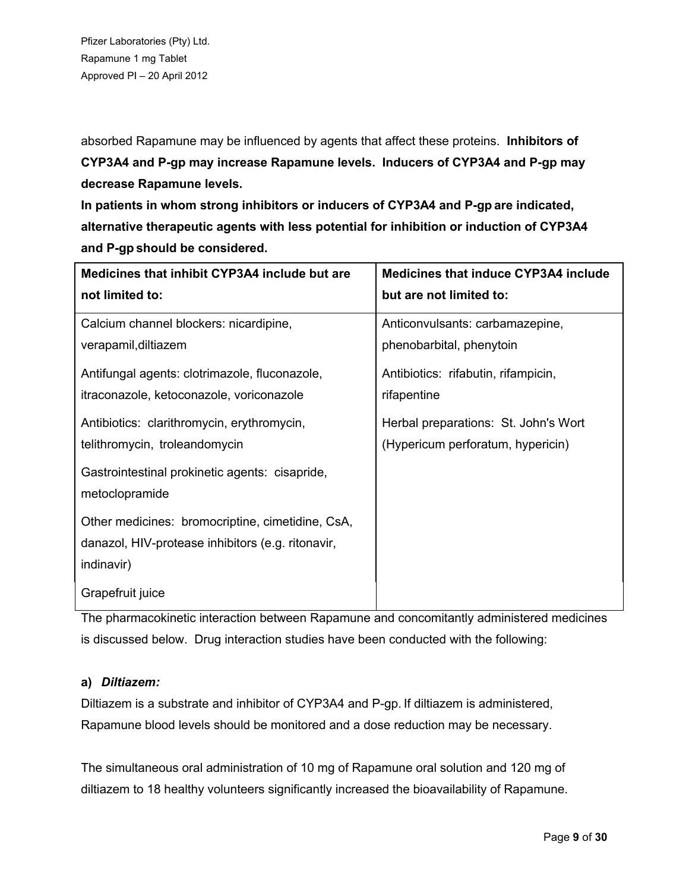absorbed Rapamune may be influenced by agents that affect these proteins. **Inhibitors of CYP3A4 and P-gp may increase Rapamune levels. Inducers of CYP3A4 and P-gp may decrease Rapamune levels.**

**In patients in whom strong inhibitors or inducers of CYP3A4 and P-gp are indicated, alternative therapeutic agents with less potential for inhibition or induction of CYP3A4 and P-gp should be considered.**

| Medicines that inhibit CYP3A4 include but are not limited to: | Medicines that induce CYP3A4 include but are not limited to: |
|---|---|
| Calcium channel blockers: nicardipine, verapamil,diltiazem | Anticonvulsants: carbamazepine, phenobarbital, phenytoin |
| Antifungal agents: clotrimazole, fluconazole, itraconazole, ketoconazole, voriconazole | Antibiotics: rifabutin, rifampicin, rifapentine |
| Antibiotics: clarithromycin, erythromycin, telithromycin, troleandomycin | Herbal preparations: St. John's Wort (Hypericum perforatum, hypericin) |
| Gastrointestinal prokinetic agents: cisapride, metoclopramide | |
| Other medicines: bromocriptine, cimetidine, CsA, danazol, HIV-protease inhibitors (e.g. ritonavir, indinavir) | |
| Grapefruit juice | |

The pharmacokinetic interaction between Rapamune and concomitantly administered medicines is discussed below. Drug interaction studies have been conducted with the following:

**a)** ***Diltiazem:***

Diltiazem is a substrate and inhibitor of CYP3A4 and P-gp. If diltiazem is administered, Rapamune blood levels should be monitored and a dose reduction may be necessary.

The simultaneous oral administration of 10 mg of Rapamune oral solution and 120 mg of diltiazem to 18 healthy volunteers significantly increased the bioavailability of Rapamune.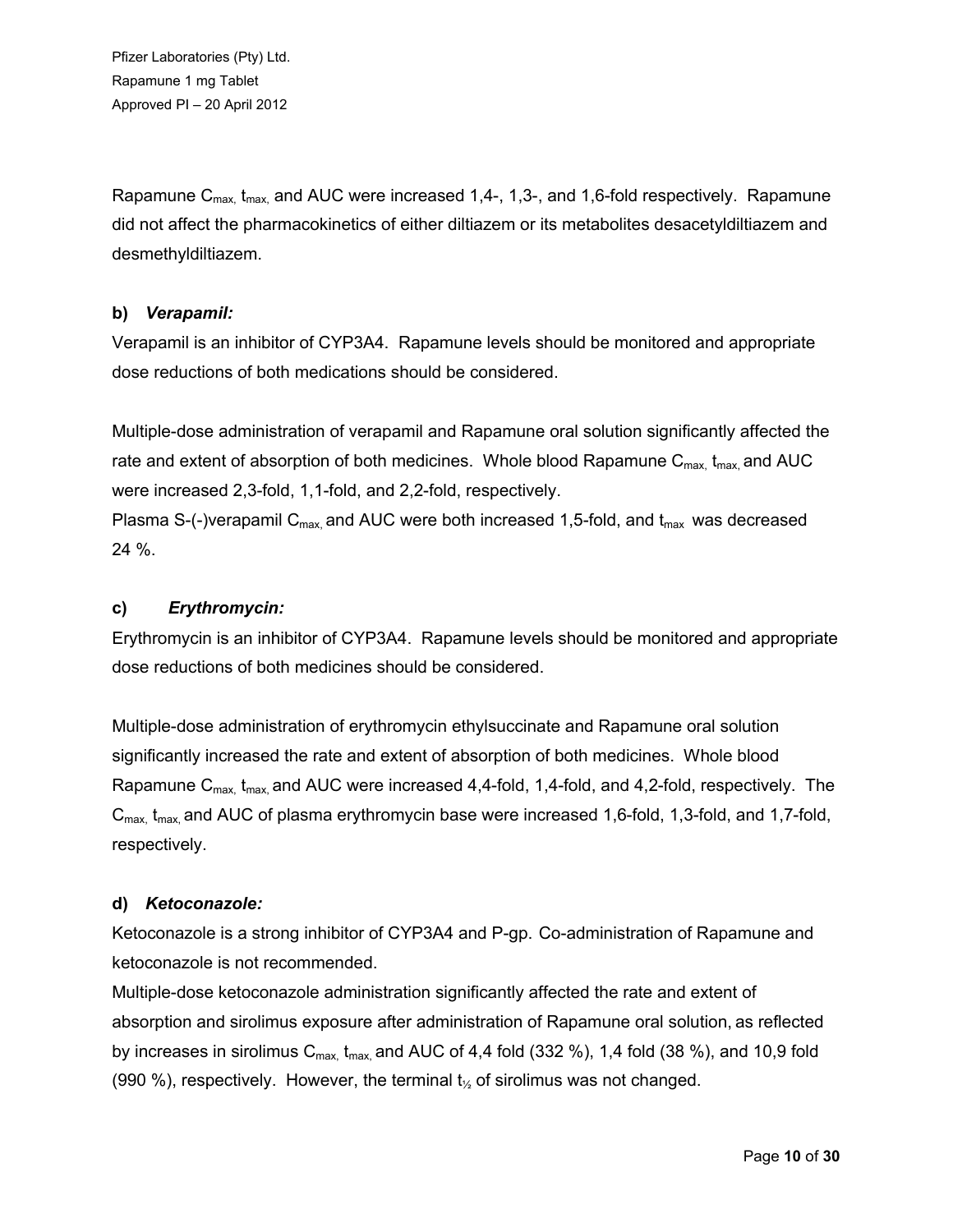Rapamune $C_{max}$, $t_{max}$, and AUC were increased 1,4-, 1,3-, and 1,6-fold respectively. Rapamune did not affect the pharmacokinetics of either diltiazem or its metabolites desacetyldiltiazem and desmethyldiltiazem.

**b)** ***Verapamil:***

Verapamil is an inhibitor of CYP3A4. Rapamune levels should be monitored and appropriate dose reductions of both medications should be considered.

Multiple-dose administration of verapamil and Rapamune oral solution significantly affected the rate and extent of absorption of both medicines. Whole blood Rapamune $C_{max}$, $t_{max}$, and AUC were increased 2,3-fold, 1,1-fold, and 2,2-fold, respectively.

Plasma S-(-)verapamil $C_{max}$, and AUC were both increased 1,5-fold, and $t_{max}$ was decreased 24 %.

**c)** ***Erythromycin:***

Erythromycin is an inhibitor of CYP3A4. Rapamune levels should be monitored and appropriate dose reductions of both medicines should be considered.

Multiple-dose administration of erythromycin ethylsuccinate and Rapamune oral solution significantly increased the rate and extent of absorption of both medicines. Whole blood Rapamune $C_{max}$, $t_{max}$, and AUC were increased 4,4-fold, 1,4-fold, and 4,2-fold, respectively. The $C_{max}$, $t_{max}$, and AUC of plasma erythromycin base were increased 1,6-fold, 1,3-fold, and 1,7-fold, respectively.

**d)** ***Ketoconazole:***

Ketoconazole is a strong inhibitor of CYP3A4 and P-gp. Co-administration of Rapamune and ketoconazole is not recommended.

Multiple-dose ketoconazole administration significantly affected the rate and extent of absorption and sirolimus exposure after administration of Rapamune oral solution, as reflected by increases in sirolimus $C_{max}$, $t_{max}$, and AUC of 4,4 fold (332 %), 1,4 fold (38 %), and 10,9 fold (990 %), respectively. However, the terminal $t_{½}$ of sirolimus was not changed.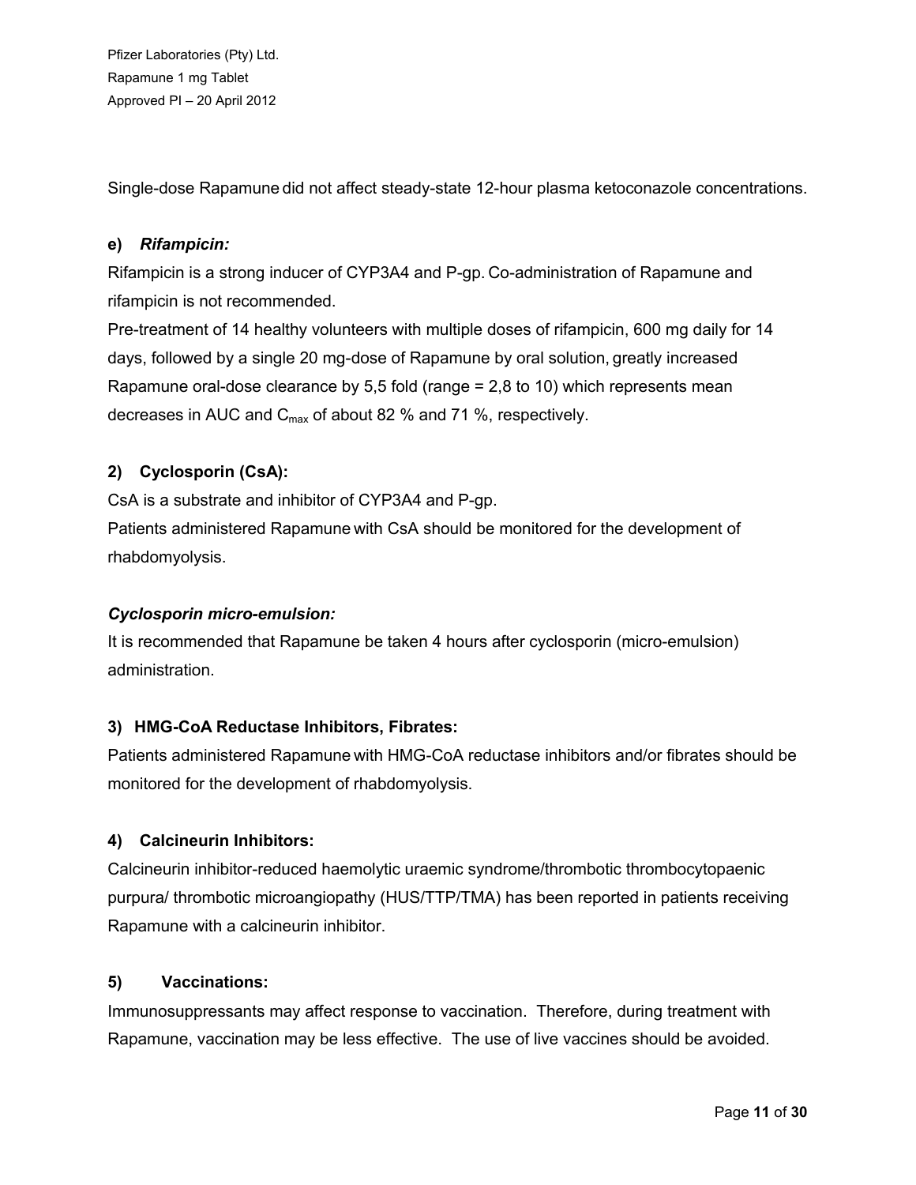Single-dose Rapamune did not affect steady-state 12-hour plasma ketoconazole concentrations.

**e)** ***Rifampicin:***

Rifampicin is a strong inducer of CYP3A4 and P-gp. Co-administration of Rapamune and rifampicin is not recommended.
Pre-treatment of 14 healthy volunteers with multiple doses of rifampicin, 600 mg daily for 14 days, followed by a single 20 mg-dose of Rapamune by oral solution, greatly increased Rapamune oral-dose clearance by 5,5 fold (range = 2,8 to 10) which represents mean decreases in AUC and $C_{max}$ of about 82 % and 71 %, respectively.

**2) Cyclosporin (CsA):**

CsA is a substrate and inhibitor of CYP3A4 and P-gp.
Patients administered Rapamune with CsA should be monitored for the development of rhabdomyolysis.

***Cyclosporin micro-emulsion:***

It is recommended that Rapamune be taken 4 hours after cyclosporin (micro-emulsion) administration.

**3) HMG-CoA Reductase Inhibitors, Fibrates:**

Patients administered Rapamune with HMG-CoA reductase inhibitors and/or fibrates should be monitored for the development of rhabdomyolysis.

**4) Calcineurin Inhibitors:**

Calcineurin inhibitor-reduced haemolytic uraemic syndrome/thrombotic thrombocytopaenic purpura/ thrombotic microangiopathy (HUS/TTP/TMA) has been reported in patients receiving Rapamune with a calcineurin inhibitor.

**5) Vaccinations:**

Immunosuppressants may affect response to vaccination. Therefore, during treatment with Rapamune, vaccination may be less effective. The use of live vaccines should be avoided.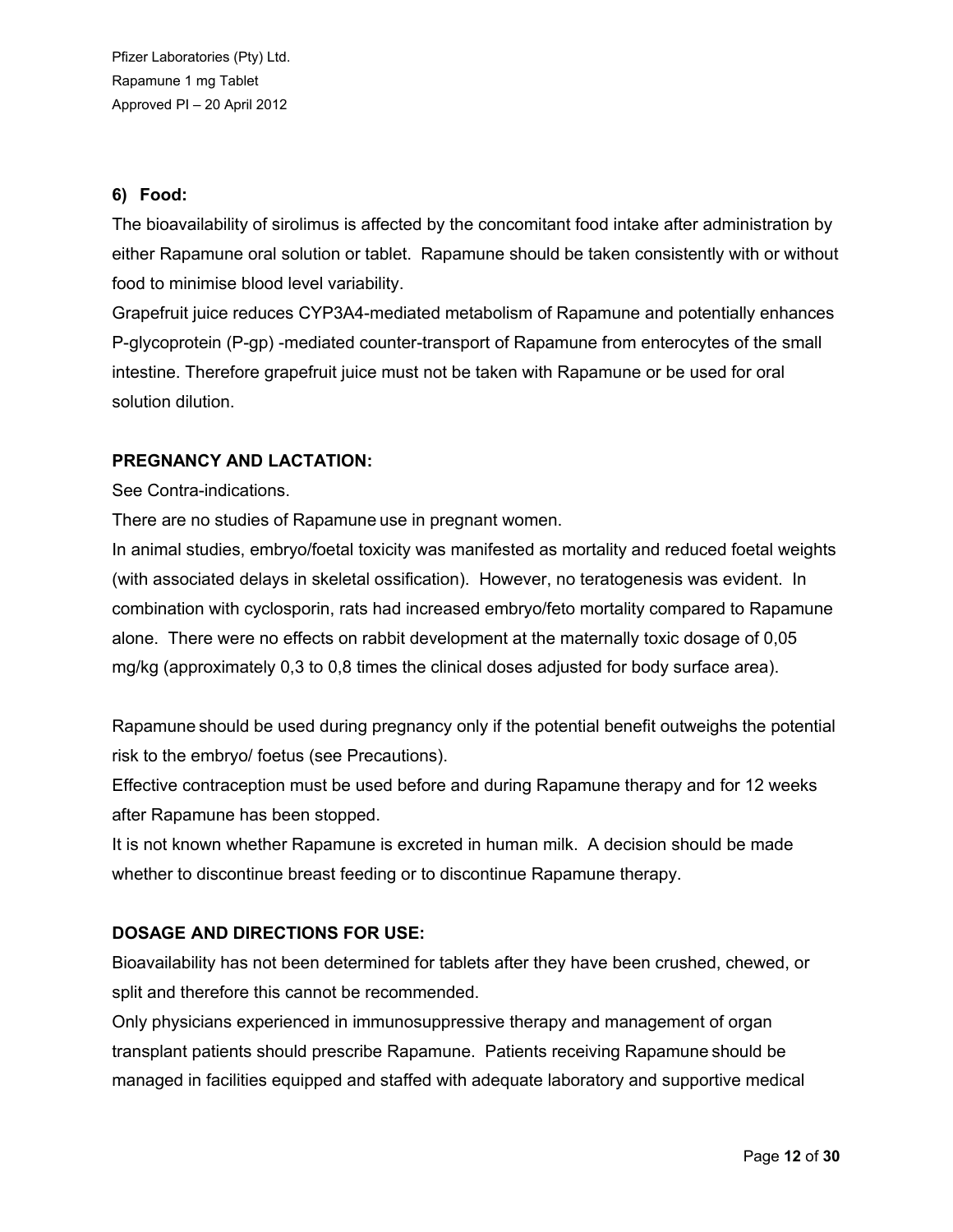**6) Food:**

The bioavailability of sirolimus is affected by the concomitant food intake after administration by either Rapamune oral solution or tablet. Rapamune should be taken consistently with or without food to minimise blood level variability.

Grapefruit juice reduces CYP3A4-mediated metabolism of Rapamune and potentially enhances P-glycoprotein (P-gp) -mediated counter-transport of Rapamune from enterocytes of the small intestine. Therefore grapefruit juice must not be taken with Rapamune or be used for oral solution dilution.

**PREGNANCY AND LACTATION:**

See Contra-indications.

There are no studies of Rapamune use in pregnant women.

In animal studies, embryo/foetal toxicity was manifested as mortality and reduced foetal weights (with associated delays in skeletal ossification). However, no teratogenesis was evident. In combination with cyclosporin, rats had increased embryo/feto mortality compared to Rapamune alone. There were no effects on rabbit development at the maternally toxic dosage of 0,05 mg/kg (approximately 0,3 to 0,8 times the clinical doses adjusted for body surface area).

Rapamune should be used during pregnancy only if the potential benefit outweighs the potential risk to the embryo/ foetus (see Precautions).

Effective contraception must be used before and during Rapamune therapy and for 12 weeks after Rapamune has been stopped.

It is not known whether Rapamune is excreted in human milk. A decision should be made whether to discontinue breast feeding or to discontinue Rapamune therapy.

**DOSAGE AND DIRECTIONS FOR USE:**

Bioavailability has not been determined for tablets after they have been crushed, chewed, or split and therefore this cannot be recommended.

Only physicians experienced in immunosuppressive therapy and management of organ transplant patients should prescribe Rapamune. Patients receiving Rapamune should be managed in facilities equipped and staffed with adequate laboratory and supportive medical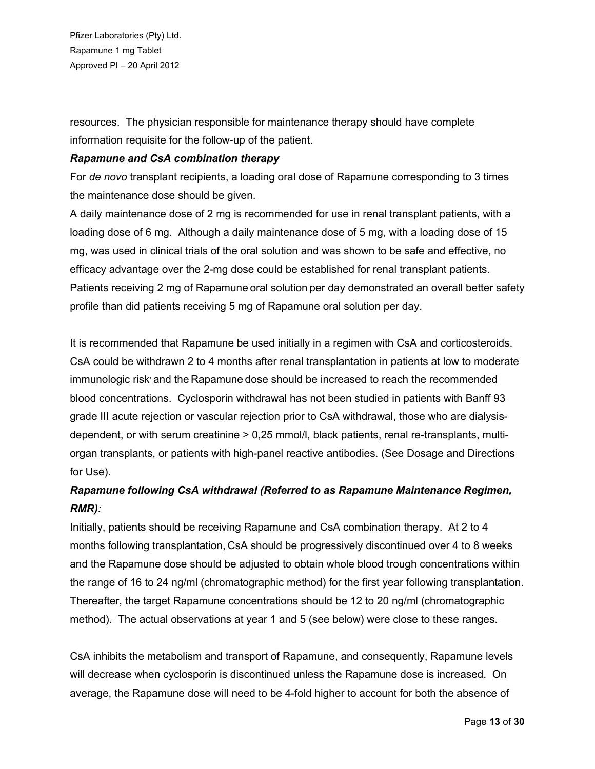resources. The physician responsible for maintenance therapy should have complete information requisite for the follow-up of the patient.

***Rapamune and CsA combination therapy***

For *de novo* transplant recipients, a loading oral dose of Rapamune corresponding to 3 times the maintenance dose should be given.

A daily maintenance dose of 2 mg is recommended for use in renal transplant patients, with a loading dose of 6 mg. Although a daily maintenance dose of 5 mg, with a loading dose of 15 mg, was used in clinical trials of the oral solution and was shown to be safe and effective, no efficacy advantage over the 2-mg dose could be established for renal transplant patients. Patients receiving 2 mg of Rapamune oral solution per day demonstrated an overall better safety profile than did patients receiving 5 mg of Rapamune oral solution per day.

It is recommended that Rapamune be used initially in a regimen with CsA and corticosteroids. CsA could be withdrawn 2 to 4 months after renal transplantation in patients at low to moderate immunologic risk, and the Rapamune dose should be increased to reach the recommended blood concentrations. Cyclosporin withdrawal has not been studied in patients with Banff 93 grade III acute rejection or vascular rejection prior to CsA withdrawal, those who are dialysis-dependent, or with serum creatinine > 0,25 mmol/l, black patients, renal re-transplants, multi-organ transplants, or patients with high-panel reactive antibodies. (See Dosage and Directions for Use).

***Rapamune following CsA withdrawal (Referred to as Rapamune Maintenance Regimen, RMR):***

Initially, patients should be receiving Rapamune and CsA combination therapy. At 2 to 4 months following transplantation, CsA should be progressively discontinued over 4 to 8 weeks and the Rapamune dose should be adjusted to obtain whole blood trough concentrations within the range of 16 to 24 ng/ml (chromatographic method) for the first year following transplantation. Thereafter, the target Rapamune concentrations should be 12 to 20 ng/ml (chromatographic method). The actual observations at year 1 and 5 (see below) were close to these ranges.

CsA inhibits the metabolism and transport of Rapamune, and consequently, Rapamune levels will decrease when cyclosporin is discontinued unless the Rapamune dose is increased. On average, the Rapamune dose will need to be 4-fold higher to account for both the absence of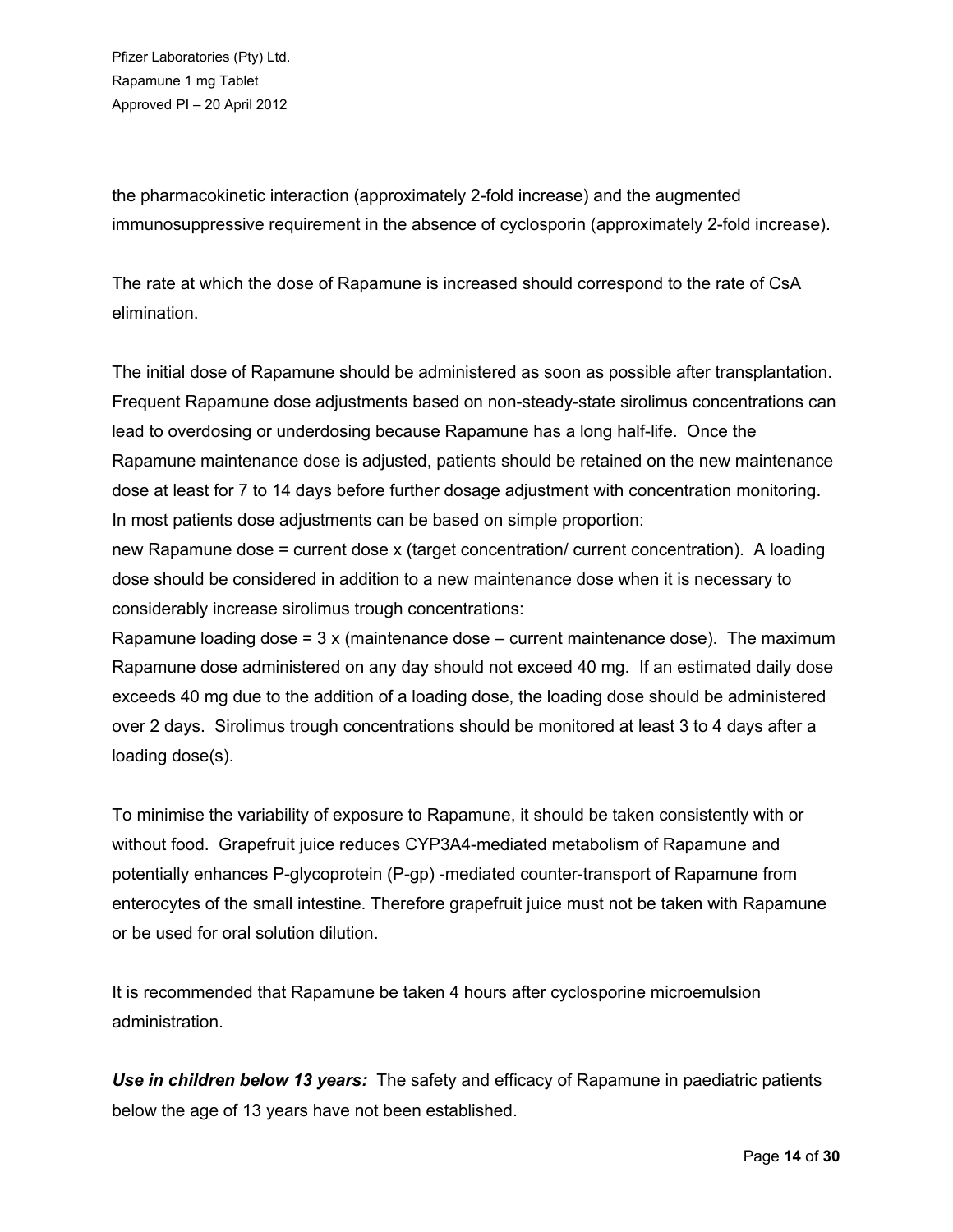the pharmacokinetic interaction (approximately 2-fold increase) and the augmented immunosuppressive requirement in the absence of cyclosporin (approximately 2-fold increase).

The rate at which the dose of Rapamune is increased should correspond to the rate of CsA elimination.

The initial dose of Rapamune should be administered as soon as possible after transplantation. Frequent Rapamune dose adjustments based on non-steady-state sirolimus concentrations can lead to overdosing or underdosing because Rapamune has a long half-life. Once the Rapamune maintenance dose is adjusted, patients should be retained on the new maintenance dose at least for 7 to 14 days before further dosage adjustment with concentration monitoring. In most patients dose adjustments can be based on simple proportion:
new Rapamune dose = current dose x (target concentration/ current concentration). A loading dose should be considered in addition to a new maintenance dose when it is necessary to considerably increase sirolimus trough concentrations:
Rapamune loading dose = 3 x (maintenance dose – current maintenance dose). The maximum Rapamune dose administered on any day should not exceed 40 mg. If an estimated daily dose exceeds 40 mg due to the addition of a loading dose, the loading dose should be administered over 2 days. Sirolimus trough concentrations should be monitored at least 3 to 4 days after a loading dose(s).

To minimise the variability of exposure to Rapamune, it should be taken consistently with or without food. Grapefruit juice reduces CYP3A4-mediated metabolism of Rapamune and potentially enhances P-glycoprotein (P-gp) -mediated counter-transport of Rapamune from enterocytes of the small intestine. Therefore grapefruit juice must not be taken with Rapamune or be used for oral solution dilution.

It is recommended that Rapamune be taken 4 hours after cyclosporine microemulsion administration.

***Use in children below 13 years:*** The safety and efficacy of Rapamune in paediatric patients below the age of 13 years have not been established.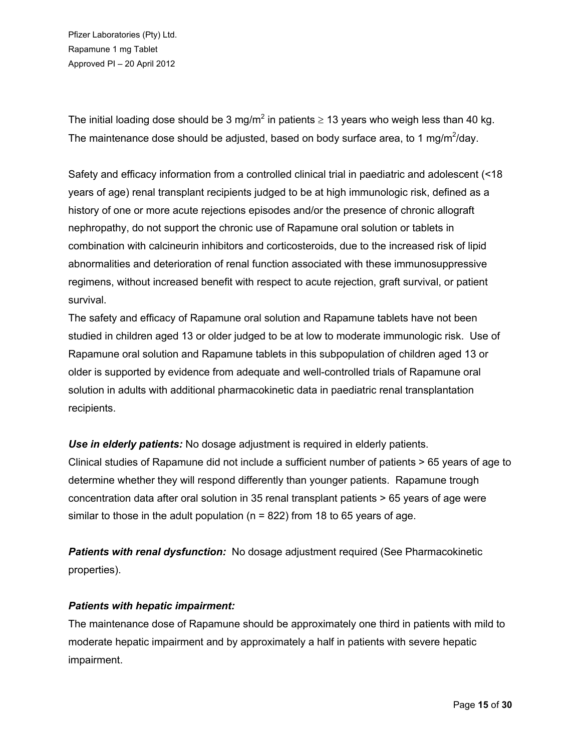The initial loading dose should be 3 mg/m$^2$ in patients $\geq$ 13 years who weigh less than 40 kg. The maintenance dose should be adjusted, based on body surface area, to 1 mg/m$^2$/day.

Safety and efficacy information from a controlled clinical trial in paediatric and adolescent (<18 years of age) renal transplant recipients judged to be at high immunologic risk, defined as a history of one or more acute rejections episodes and/or the presence of chronic allograft nephropathy, do not support the chronic use of Rapamune oral solution or tablets in combination with calcineurin inhibitors and corticosteroids, due to the increased risk of lipid abnormalities and deterioration of renal function associated with these immunosuppressive regimens, without increased benefit with respect to acute rejection, graft survival, or patient survival.

The safety and efficacy of Rapamune oral solution and Rapamune tablets have not been studied in children aged 13 or older judged to be at low to moderate immunologic risk. Use of Rapamune oral solution and Rapamune tablets in this subpopulation of children aged 13 or older is supported by evidence from adequate and well-controlled trials of Rapamune oral solution in adults with additional pharmacokinetic data in paediatric renal transplantation recipients.

***Use in elderly patients:*** No dosage adjustment is required in elderly patients.
Clinical studies of Rapamune did not include a sufficient number of patients > 65 years of age to determine whether they will respond differently than younger patients. Rapamune trough concentration data after oral solution in 35 renal transplant patients > 65 years of age were similar to those in the adult population (n = 822) from 18 to 65 years of age.

***Patients with renal dysfunction:*** No dosage adjustment required (See Pharmacokinetic properties).

***Patients with hepatic impairment:***

The maintenance dose of Rapamune should be approximately one third in patients with mild to moderate hepatic impairment and by approximately a half in patients with severe hepatic impairment.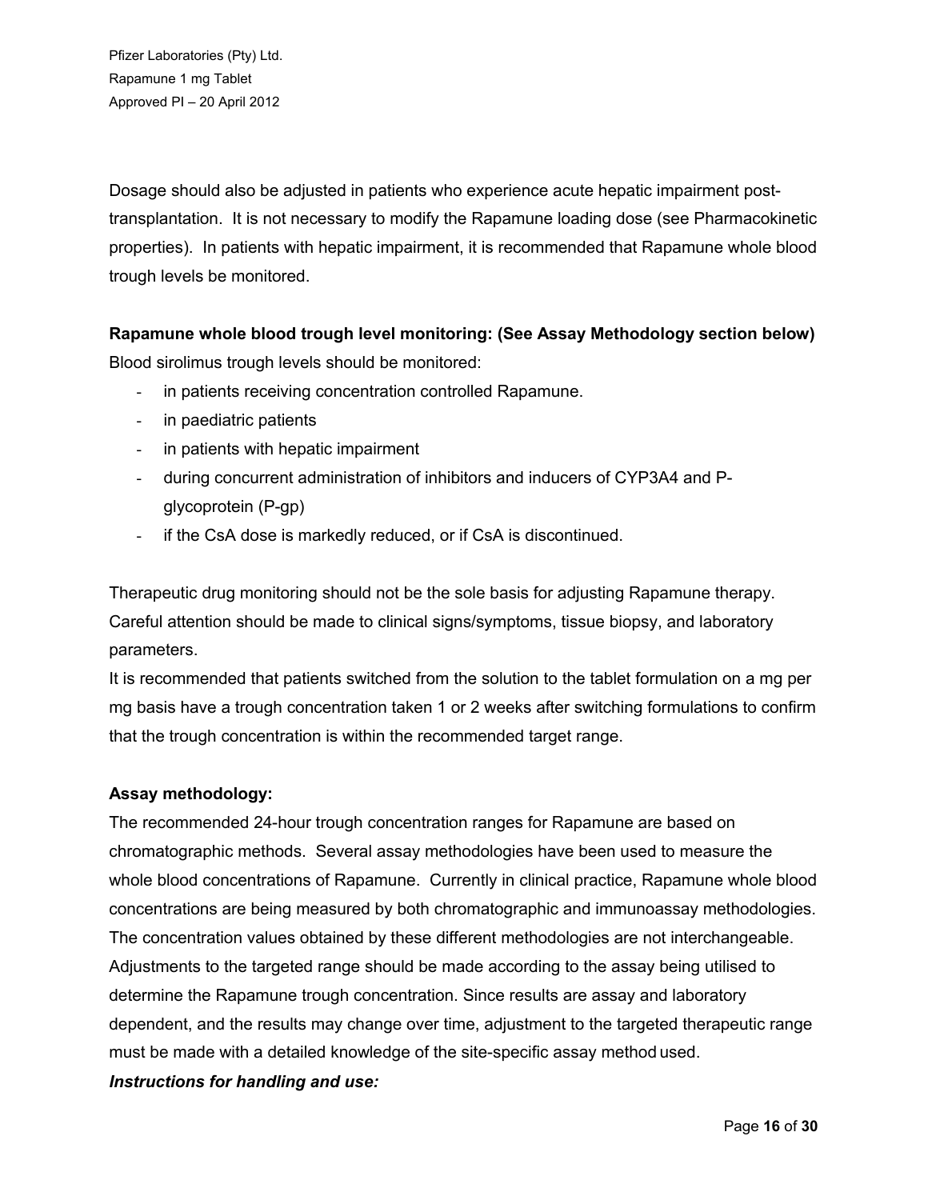Dosage should also be adjusted in patients who experience acute hepatic impairment post-transplantation. It is not necessary to modify the Rapamune loading dose (see Pharmacokinetic properties). In patients with hepatic impairment, it is recommended that Rapamune whole blood trough levels be monitored.

**Rapamune whole blood trough level monitoring: (See Assay Methodology section below)**

Blood sirolimus trough levels should be monitored:

- in patients receiving concentration controlled Rapamune.
- in paediatric patients
- in patients with hepatic impairment
- during concurrent administration of inhibitors and inducers of CYP3A4 and P-glycoprotein (P-gp)
- if the CsA dose is markedly reduced, or if CsA is discontinued.

Therapeutic drug monitoring should not be the sole basis for adjusting Rapamune therapy. Careful attention should be made to clinical signs/symptoms, tissue biopsy, and laboratory parameters.

It is recommended that patients switched from the solution to the tablet formulation on a mg per mg basis have a trough concentration taken 1 or 2 weeks after switching formulations to confirm that the trough concentration is within the recommended target range.

**Assay methodology:**

The recommended 24-hour trough concentration ranges for Rapamune are based on chromatographic methods. Several assay methodologies have been used to measure the whole blood concentrations of Rapamune. Currently in clinical practice, Rapamune whole blood concentrations are being measured by both chromatographic and immunoassay methodologies. The concentration values obtained by these different methodologies are not interchangeable. Adjustments to the targeted range should be made according to the assay being utilised to determine the Rapamune trough concentration. Since results are assay and laboratory dependent, and the results may change over time, adjustment to the targeted therapeutic range must be made with a detailed knowledge of the site-specific assay method used.

***Instructions for handling and use:***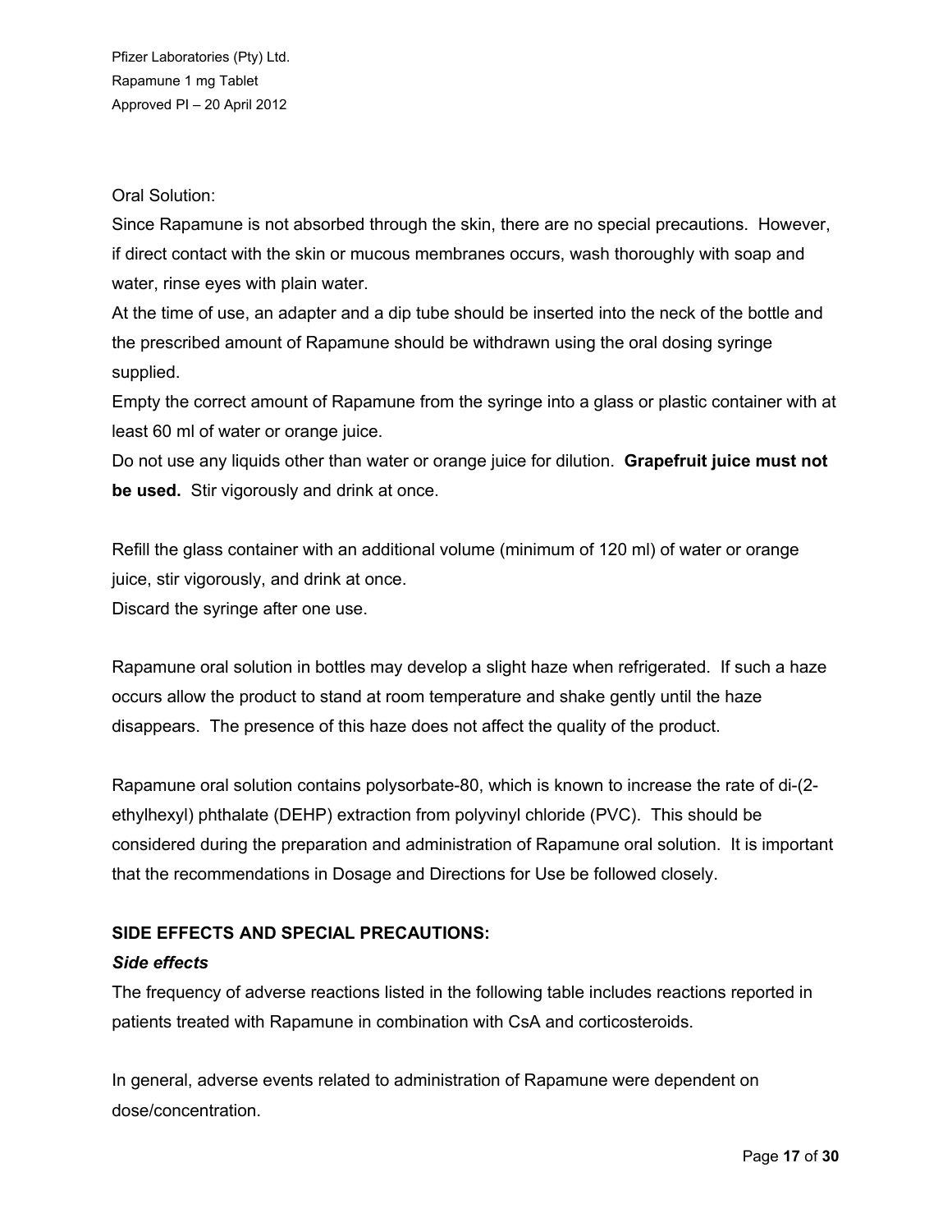Oral Solution:

Since Rapamune is not absorbed through the skin, there are no special precautions. However, if direct contact with the skin or mucous membranes occurs, wash thoroughly with soap and water, rinse eyes with plain water.

At the time of use, an adapter and a dip tube should be inserted into the neck of the bottle and the prescribed amount of Rapamune should be withdrawn using the oral dosing syringe supplied.

Empty the correct amount of Rapamune from the syringe into a glass or plastic container with at least 60 ml of water or orange juice.

Do not use any liquids other than water or orange juice for dilution. **Grapefruit juice must not be used.** Stir vigorously and drink at once.

Refill the glass container with an additional volume (minimum of 120 ml) of water or orange juice, stir vigorously, and drink at once.

Discard the syringe after one use.

Rapamune oral solution in bottles may develop a slight haze when refrigerated. If such a haze occurs allow the product to stand at room temperature and shake gently until the haze disappears. The presence of this haze does not affect the quality of the product.

Rapamune oral solution contains polysorbate-80, which is known to increase the rate of di-(2-ethylhexyl) phthalate (DEHP) extraction from polyvinyl chloride (PVC). This should be considered during the preparation and administration of Rapamune oral solution. It is important that the recommendations in Dosage and Directions for Use be followed closely.

## SIDE EFFECTS AND SPECIAL PRECAUTIONS:

***Side effects***

The frequency of adverse reactions listed in the following table includes reactions reported in patients treated with Rapamune in combination with CsA and corticosteroids.

In general, adverse events related to administration of Rapamune were dependent on dose/concentration.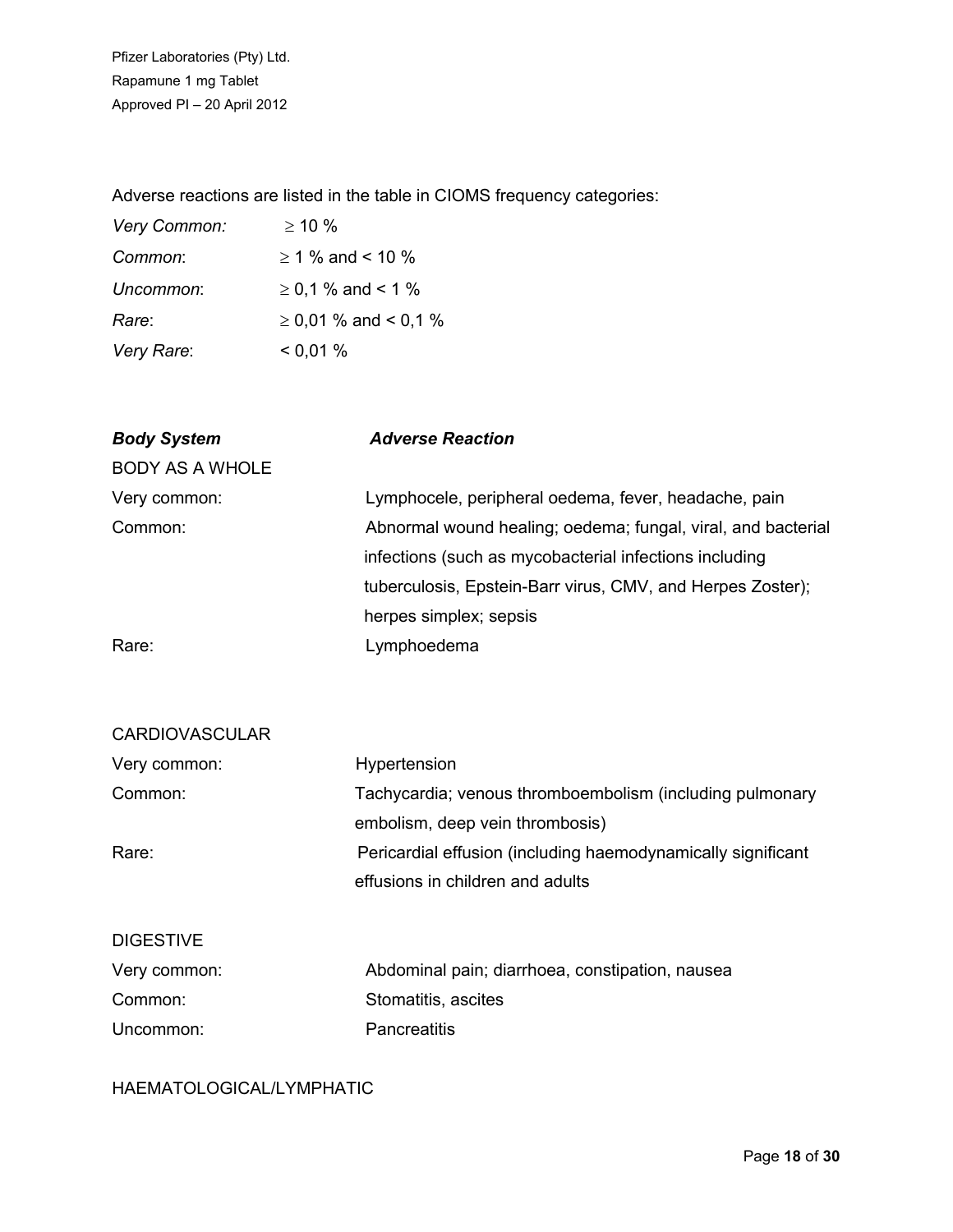Adverse reactions are listed in the table in CIOMS frequency categories:

| | |
|---|---|
| *Very Common:* | ≥ 10 % |
| *Common*: | ≥ 1 % and < 10 % |
| *Uncommon*: | ≥ 0,1 % and < 1 % |
| *Rare*: | ≥ 0,01 % and < 0,1 % |
| *Very Rare*: | < 0,01 % |

| ***Body System*** | ***Adverse Reaction*** |
|---|---|
| BODY AS A WHOLE | |
| Very common: | Lymphocele, peripheral oedema, fever, headache, pain |
| Common: | Abnormal wound healing; oedema; fungal, viral, and bacterial infections (such as mycobacterial infections including tuberculosis, Epstein-Barr virus, CMV, and Herpes Zoster); herpes simplex; sepsis |
| Rare: | Lymphoedema |
| | |
| CARDIOVASCULAR | |
| Very common: | Hypertension |
| Common: | Tachycardia; venous thromboembolism (including pulmonary embolism, deep vein thrombosis) |
| Rare: | Pericardial effusion (including haemodynamically significant effusions in children and adults |
| | |
| DIGESTIVE | |
| Very common: | Abdominal pain; diarrhoea, constipation, nausea |
| Common: | Stomatitis, ascites |
| Uncommon: | Pancreatitis |
| | |
| HAEMATOLOGICAL/LYMPHATIC | |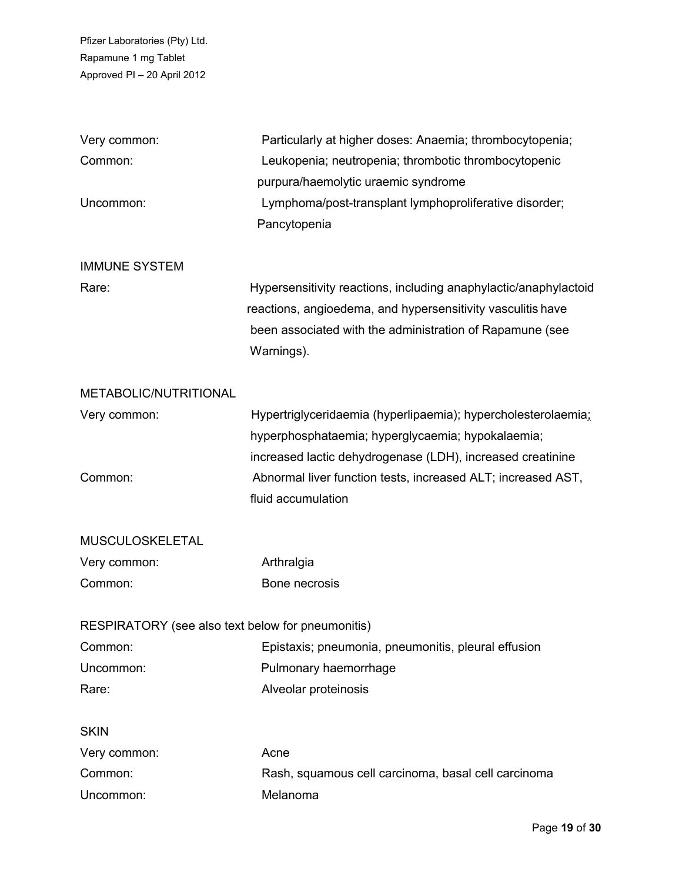| | |
|---|---|
| Very common: | Particularly at higher doses: Anaemia; thrombocytopenia; |
| Common: | Leukopenia; neutropenia; thrombotic thrombocytopenic purpura/haemolytic uraemic syndrome |
| Uncommon: | Lymphoma/post-transplant lymphoproliferative disorder; Pancytopenia |

IMMUNE SYSTEM

| | |
|---|---|
| Rare: | Hypersensitivity reactions, including anaphylactic/anaphylactoid reactions, angioedema, and hypersensitivity vasculitis have been associated with the administration of Rapamune (see Warnings). |

METABOLIC/NUTRITIONAL

| | |
|---|---|
| Very common: | Hypertriglyceridaemia (hyperlipaemia); hypercholesterolaemia; hyperphosphataemia; hyperglycaemia; hypokalaemia; increased lactic dehydrogenase (LDH), increased creatinine |
| Common: | Abnormal liver function tests, increased ALT; increased AST, fluid accumulation |

MUSCULOSKELETAL

| | |
|---|---|
| Very common: | Arthralgia |
| Common: | Bone necrosis |

RESPIRATORY (see also text below for pneumonitis)

| | |
|---|---|
| Common: | Epistaxis; pneumonia, pneumonitis, pleural effusion |
| Uncommon: | Pulmonary haemorrhage |
| Rare: | Alveolar proteinosis |

SKIN

| | |
|---|---|
| Very common: | Acne |
| Common: | Rash, squamous cell carcinoma, basal cell carcinoma |
| Uncommon: | Melanoma |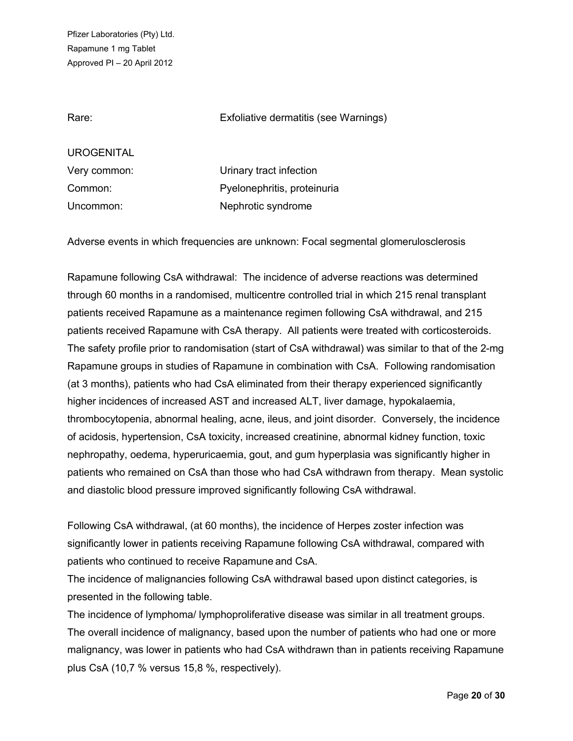| | |
|---|---|
| Rare: | Exfoliative dermatitis (see Warnings) |

UROGENITAL

| | |
|---|---|
| Very common: | Urinary tract infection |
| Common: | Pyelonephritis, proteinuria |
| Uncommon: | Nephrotic syndrome |

Adverse events in which frequencies are unknown: Focal segmental glomerulosclerosis

Rapamune following CsA withdrawal: The incidence of adverse reactions was determined through 60 months in a randomised, multicentre controlled trial in which 215 renal transplant patients received Rapamune as a maintenance regimen following CsA withdrawal, and 215 patients received Rapamune with CsA therapy. All patients were treated with corticosteroids. The safety profile prior to randomisation (start of CsA withdrawal) was similar to that of the 2-mg Rapamune groups in studies of Rapamune in combination with CsA. Following randomisation (at 3 months), patients who had CsA eliminated from their therapy experienced significantly higher incidences of increased AST and increased ALT, liver damage, hypokalaemia, thrombocytopenia, abnormal healing, acne, ileus, and joint disorder. Conversely, the incidence of acidosis, hypertension, CsA toxicity, increased creatinine, abnormal kidney function, toxic nephropathy, oedema, hyperuricaemia, gout, and gum hyperplasia was significantly higher in patients who remained on CsA than those who had CsA withdrawn from therapy. Mean systolic and diastolic blood pressure improved significantly following CsA withdrawal.

Following CsA withdrawal, (at 60 months), the incidence of Herpes zoster infection was significantly lower in patients receiving Rapamune following CsA withdrawal, compared with patients who continued to receive Rapamune and CsA.

The incidence of malignancies following CsA withdrawal based upon distinct categories, is presented in the following table.

The incidence of lymphoma/ lymphoproliferative disease was similar in all treatment groups. The overall incidence of malignancy, based upon the number of patients who had one or more malignancy, was lower in patients who had CsA withdrawn than in patients receiving Rapamune plus CsA (10,7 % versus 15,8 %, respectively).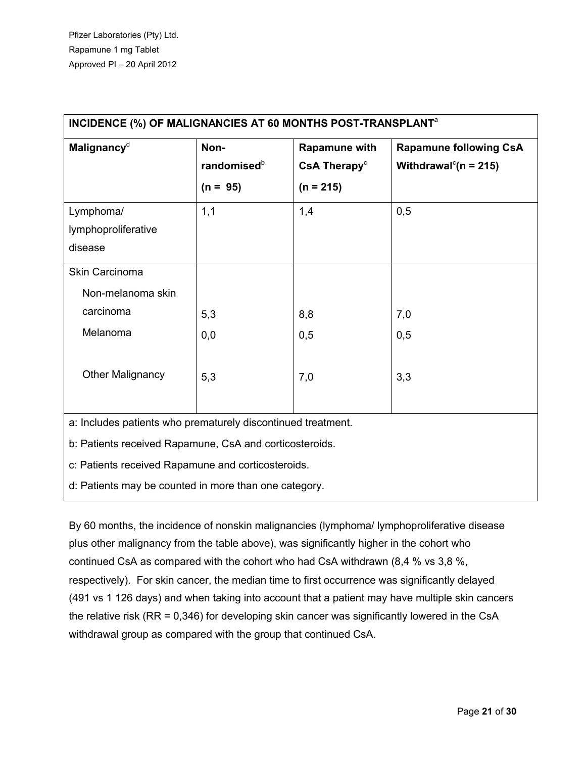| INCIDENCE (%) OF MALIGNANCIES AT 60 MONTHS POST-TRANSPLANT[a] | | | |
|---|---|---|---|
| Malignancy[d] | Non-randomised[b] (n = 95) | Rapamune with CsA Therapy[c] (n = 215) | Rapamune following CsA Withdrawal[c](n = 215) |
| Lymphoma/ lymphoproliferative disease | 1,1 | 1,4 | 0,5 |
| Skin Carcinoma | | | |
| Non-melanoma skin carcinoma | 5,3 | 8,8 | 7,0 |
| Melanoma | 0,0 | 0,5 | 0,5 |
| Other Malignancy | 5,3 | 7,0 | 3,3 |

a: Includes patients who prematurely discontinued treatment.

b: Patients received Rapamune, CsA and corticosteroids.

c: Patients received Rapamune and corticosteroids.

d: Patients may be counted in more than one category.

By 60 months, the incidence of nonskin malignancies (lymphoma/ lymphoproliferative disease plus other malignancy from the table above), was significantly higher in the cohort who continued CsA as compared with the cohort who had CsA withdrawn (8,4 % vs 3,8 %, respectively). For skin cancer, the median time to first occurrence was significantly delayed (491 vs 1 126 days) and when taking into account that a patient may have multiple skin cancers the relative risk (RR = 0,346) for developing skin cancer was significantly lowered in the CsA withdrawal group as compared with the group that continued CsA.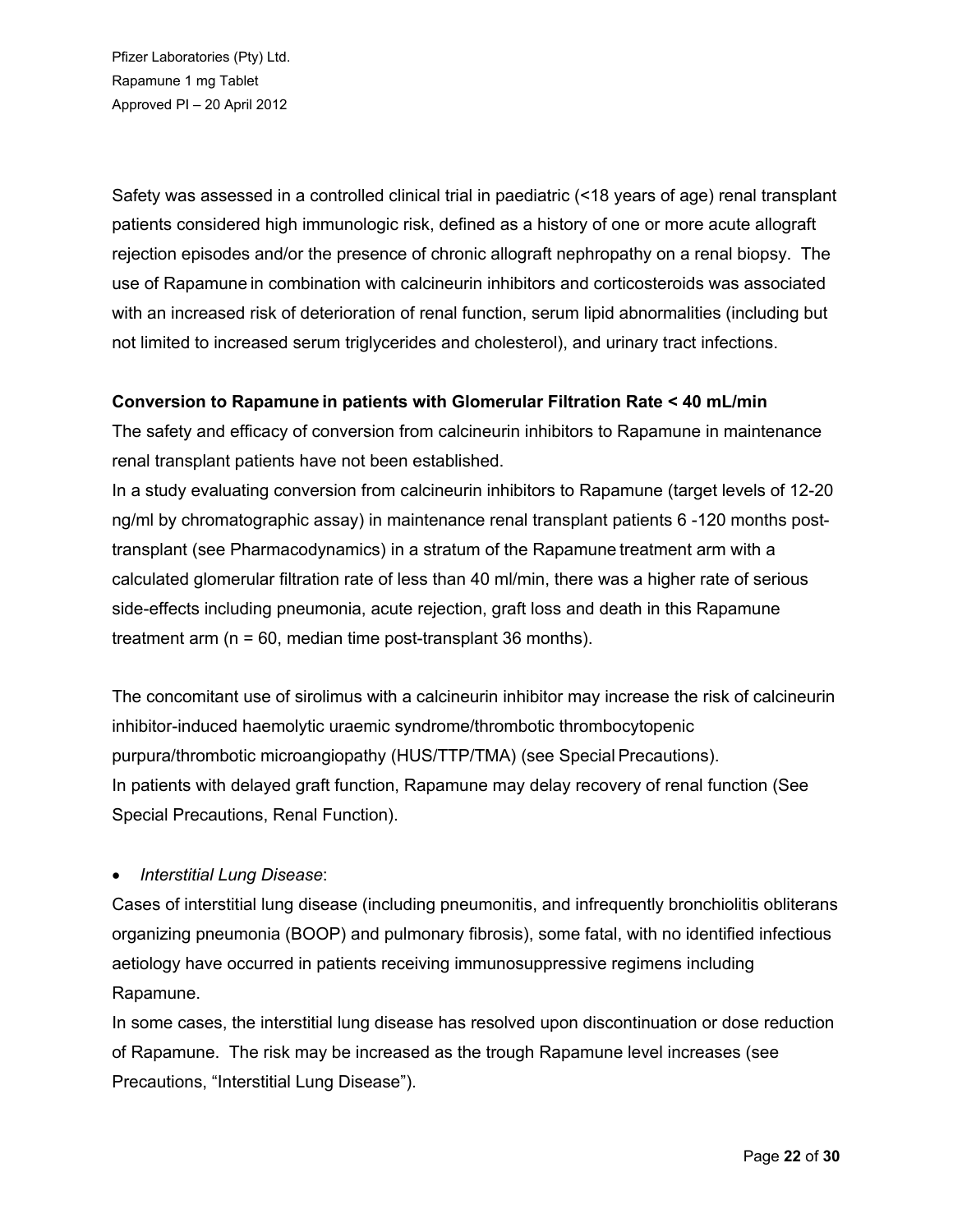Safety was assessed in a controlled clinical trial in paediatric (<18 years of age) renal transplant patients considered high immunologic risk, defined as a history of one or more acute allograft rejection episodes and/or the presence of chronic allograft nephropathy on a renal biopsy. The use of Rapamune in combination with calcineurin inhibitors and corticosteroids was associated with an increased risk of deterioration of renal function, serum lipid abnormalities (including but not limited to increased serum triglycerides and cholesterol), and urinary tract infections.

**Conversion to Rapamune in patients with Glomerular Filtration Rate < 40 mL/min**

The safety and efficacy of conversion from calcineurin inhibitors to Rapamune in maintenance renal transplant patients have not been established.

In a study evaluating conversion from calcineurin inhibitors to Rapamune (target levels of 12-20 ng/ml by chromatographic assay) in maintenance renal transplant patients 6 -120 months post-transplant (see Pharmacodynamics) in a stratum of the Rapamune treatment arm with a calculated glomerular filtration rate of less than 40 ml/min, there was a higher rate of serious side-effects including pneumonia, acute rejection, graft loss and death in this Rapamune treatment arm (n = 60, median time post-transplant 36 months).

The concomitant use of sirolimus with a calcineurin inhibitor may increase the risk of calcineurin inhibitor-induced haemolytic uraemic syndrome/thrombotic thrombocytopenic purpura/thrombotic microangiopathy (HUS/TTP/TMA) (see Special Precautions).

In patients with delayed graft function, Rapamune may delay recovery of renal function (See Special Precautions, Renal Function).

- *Interstitial Lung Disease*:

Cases of interstitial lung disease (including pneumonitis, and infrequently bronchiolitis obliterans organizing pneumonia (BOOP) and pulmonary fibrosis), some fatal, with no identified infectious aetiology have occurred in patients receiving immunosuppressive regimens including Rapamune.

In some cases, the interstitial lung disease has resolved upon discontinuation or dose reduction of Rapamune. The risk may be increased as the trough Rapamune level increases (see Precautions, “Interstitial Lung Disease”).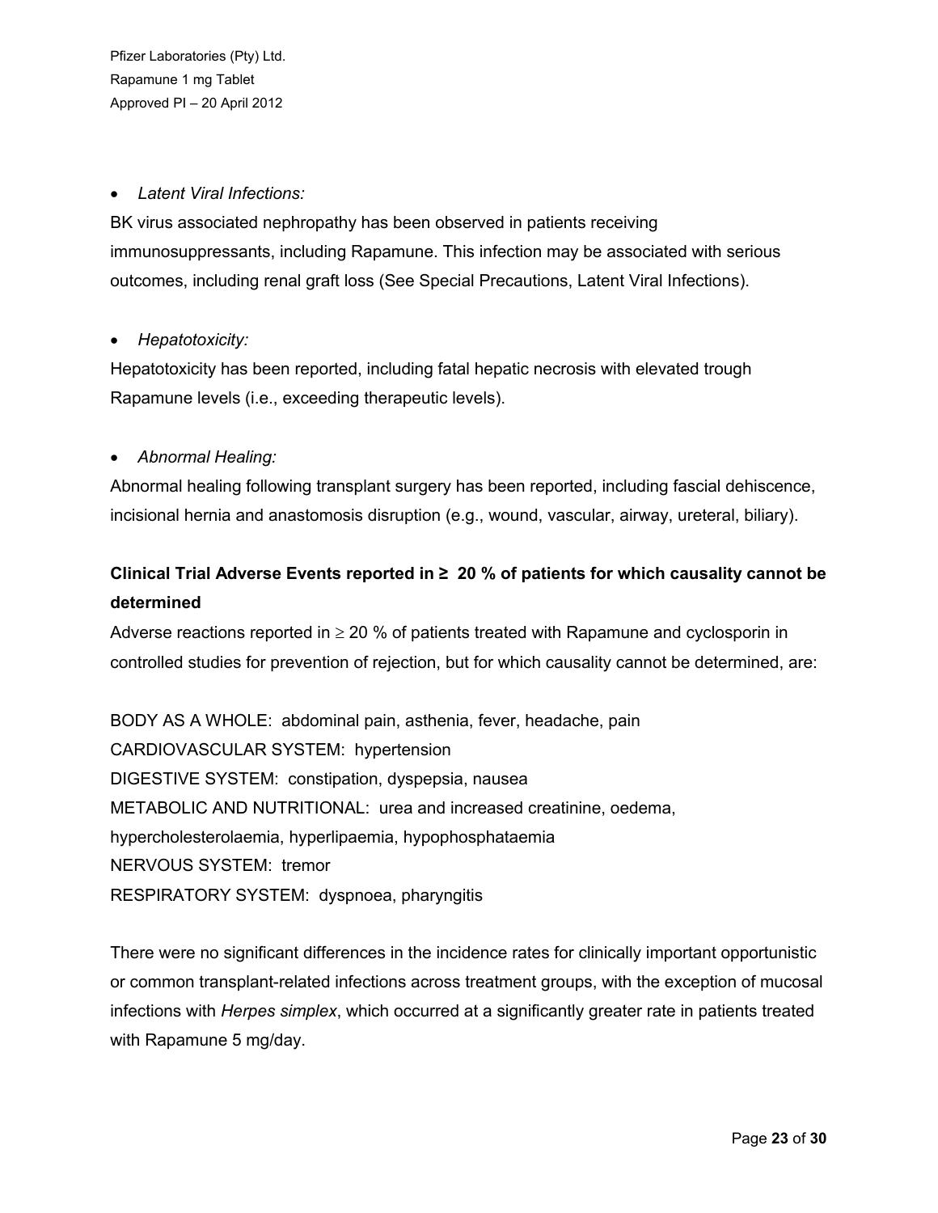- *Latent Viral Infections:*

BK virus associated nephropathy has been observed in patients receiving immunosuppressants, including Rapamune. This infection may be associated with serious outcomes, including renal graft loss (See Special Precautions, Latent Viral Infections).

- *Hepatotoxicity:*

Hepatotoxicity has been reported, including fatal hepatic necrosis with elevated trough Rapamune levels (i.e., exceeding therapeutic levels).

- *Abnormal Healing:*

Abnormal healing following transplant surgery has been reported, including fascial dehiscence, incisional hernia and anastomosis disruption (e.g., wound, vascular, airway, ureteral, biliary).

**Clinical Trial Adverse Events reported in ≥ 20 % of patients for which causality cannot be determined**

Adverse reactions reported in ≥ 20 % of patients treated with Rapamune and cyclosporin in controlled studies for prevention of rejection, but for which causality cannot be determined, are:

BODY AS A WHOLE: abdominal pain, asthenia, fever, headache, pain
CARDIOVASCULAR SYSTEM: hypertension
DIGESTIVE SYSTEM: constipation, dyspepsia, nausea
METABOLIC AND NUTRITIONAL: urea and increased creatinine, oedema, hypercholesterolaemia, hyperlipaemia, hypophosphataemia
NERVOUS SYSTEM: tremor
RESPIRATORY SYSTEM: dyspnoea, pharyngitis

There were no significant differences in the incidence rates for clinically important opportunistic or common transplant-related infections across treatment groups, with the exception of mucosal infections with *Herpes simplex*, which occurred at a significantly greater rate in patients treated with Rapamune 5 mg/day.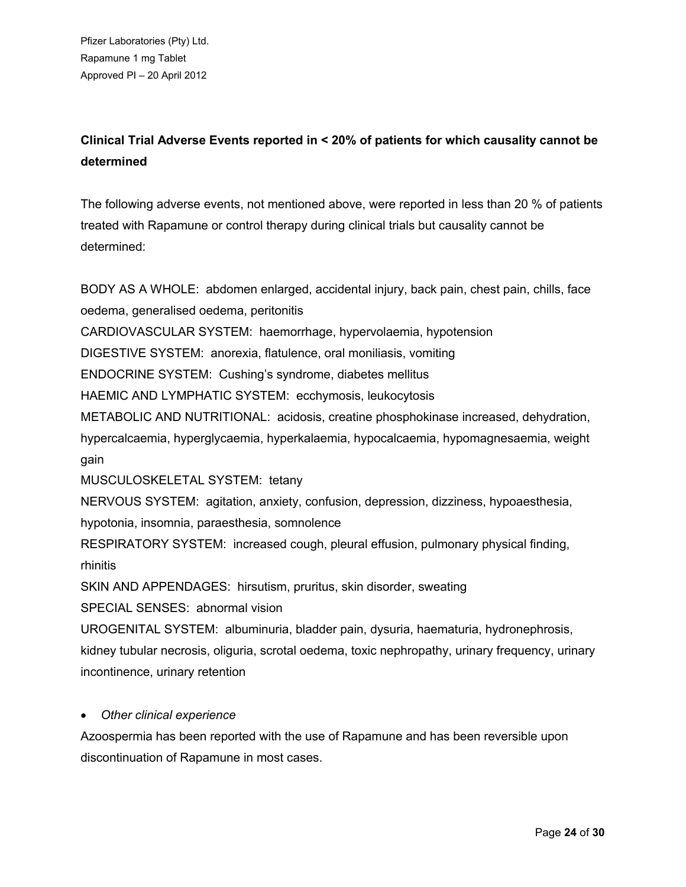**Clinical Trial Adverse Events reported in < 20% of patients for which causality cannot be determined**

The following adverse events, not mentioned above, were reported in less than 20 % of patients treated with Rapamune or control therapy during clinical trials but causality cannot be determined:

BODY AS A WHOLE: abdomen enlarged, accidental injury, back pain, chest pain, chills, face oedema, generalised oedema, peritonitis
CARDIOVASCULAR SYSTEM: haemorrhage, hypervolaemia, hypotension
DIGESTIVE SYSTEM: anorexia, flatulence, oral moniliasis, vomiting
ENDOCRINE SYSTEM: Cushing's syndrome, diabetes mellitus
HAEMIC AND LYMPHATIC SYSTEM: ecchymosis, leukocytosis
METABOLIC AND NUTRITIONAL: acidosis, creatine phosphokinase increased, dehydration, hypercalcaemia, hyperglycaemia, hyperkalaemia, hypocalcaemia, hypomagnesaemia, weight gain
MUSCULOSKELETAL SYSTEM: tetany
NERVOUS SYSTEM: agitation, anxiety, confusion, depression, dizziness, hypoaesthesia, hypotonia, insomnia, paraesthesia, somnolence
RESPIRATORY SYSTEM: increased cough, pleural effusion, pulmonary physical finding, rhinitis
SKIN AND APPENDAGES: hirsutism, pruritus, skin disorder, sweating
SPECIAL SENSES: abnormal vision
UROGENITAL SYSTEM: albuminuria, bladder pain, dysuria, haematuria, hydronephrosis, kidney tubular necrosis, oliguria, scrotal oedema, toxic nephropathy, urinary frequency, urinary incontinence, urinary retention

- *Other clinical experience*

Azoospermia has been reported with the use of Rapamune and has been reversible upon discontinuation of Rapamune in most cases.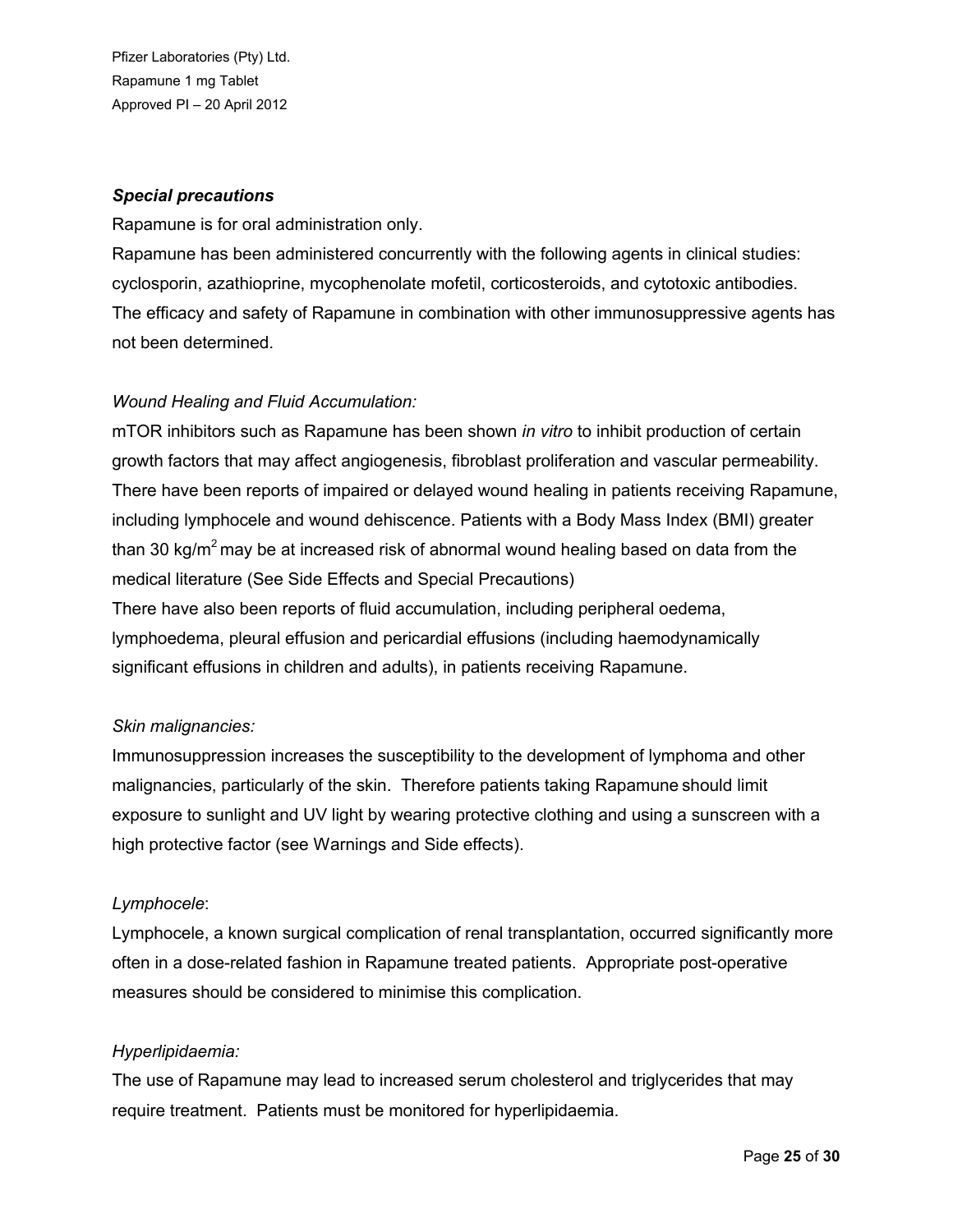***Special precautions***

Rapamune is for oral administration only.

Rapamune has been administered concurrently with the following agents in clinical studies: cyclosporin, azathioprine, mycophenolate mofetil, corticosteroids, and cytotoxic antibodies. The efficacy and safety of Rapamune in combination with other immunosuppressive agents has not been determined.

*Wound Healing and Fluid Accumulation:*

mTOR inhibitors such as Rapamune has been shown *in vitro* to inhibit production of certain growth factors that may affect angiogenesis, fibroblast proliferation and vascular permeability. There have been reports of impaired or delayed wound healing in patients receiving Rapamune, including lymphocele and wound dehiscence. Patients with a Body Mass Index (BMI) greater than 30 kg/$m^2$ may be at increased risk of abnormal wound healing based on data from the medical literature (See Side Effects and Special Precautions)

There have also been reports of fluid accumulation, including peripheral oedema, lymphoedema, pleural effusion and pericardial effusions (including haemodynamically significant effusions in children and adults), in patients receiving Rapamune.

*Skin malignancies:*

Immunosuppression increases the susceptibility to the development of lymphoma and other malignancies, particularly of the skin. Therefore patients taking Rapamune should limit exposure to sunlight and UV light by wearing protective clothing and using a sunscreen with a high protective factor (see Warnings and Side effects).

*Lymphocele*:

Lymphocele, a known surgical complication of renal transplantation, occurred significantly more often in a dose-related fashion in Rapamune treated patients. Appropriate post-operative measures should be considered to minimise this complication.

*Hyperlipidaemia:*

The use of Rapamune may lead to increased serum cholesterol and triglycerides that may require treatment. Patients must be monitored for hyperlipidaemia.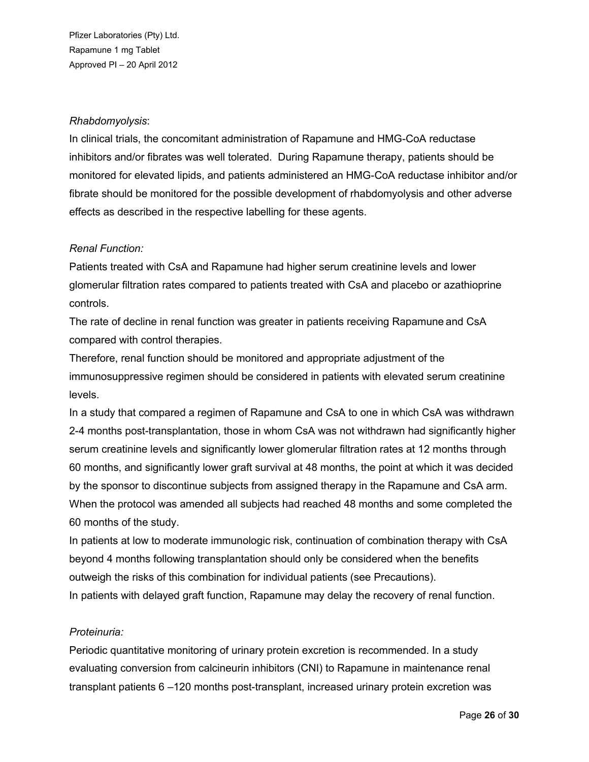*Rhabdomyolysis*:

In clinical trials, the concomitant administration of Rapamune and HMG-CoA reductase inhibitors and/or fibrates was well tolerated. During Rapamune therapy, patients should be monitored for elevated lipids, and patients administered an HMG-CoA reductase inhibitor and/or fibrate should be monitored for the possible development of rhabdomyolysis and other adverse effects as described in the respective labelling for these agents.

*Renal Function:*

Patients treated with CsA and Rapamune had higher serum creatinine levels and lower glomerular filtration rates compared to patients treated with CsA and placebo or azathioprine controls.

The rate of decline in renal function was greater in patients receiving Rapamune and CsA compared with control therapies.

Therefore, renal function should be monitored and appropriate adjustment of the immunosuppressive regimen should be considered in patients with elevated serum creatinine levels.

In a study that compared a regimen of Rapamune and CsA to one in which CsA was withdrawn 2-4 months post-transplantation, those in whom CsA was not withdrawn had significantly higher serum creatinine levels and significantly lower glomerular filtration rates at 12 months through 60 months, and significantly lower graft survival at 48 months, the point at which it was decided by the sponsor to discontinue subjects from assigned therapy in the Rapamune and CsA arm. When the protocol was amended all subjects had reached 48 months and some completed the 60 months of the study.

In patients at low to moderate immunologic risk, continuation of combination therapy with CsA beyond 4 months following transplantation should only be considered when the benefits outweigh the risks of this combination for individual patients (see Precautions).

In patients with delayed graft function, Rapamune may delay the recovery of renal function.

*Proteinuria:*

Periodic quantitative monitoring of urinary protein excretion is recommended. In a study evaluating conversion from calcineurin inhibitors (CNI) to Rapamune in maintenance renal transplant patients 6 –120 months post-transplant, increased urinary protein excretion was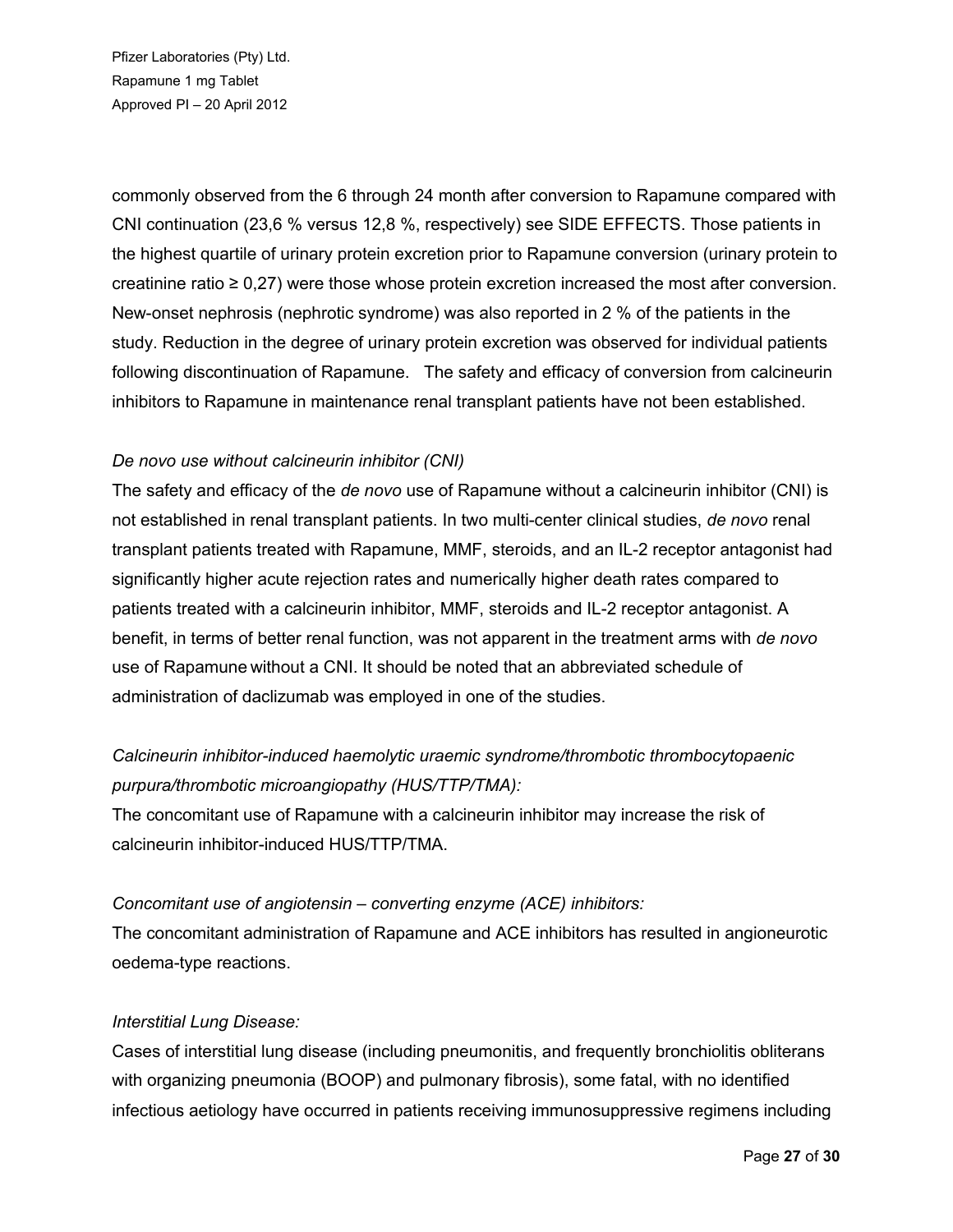commonly observed from the 6 through 24 month after conversion to Rapamune compared with CNI continuation (23,6 % versus 12,8 %, respectively) see SIDE EFFECTS. Those patients in the highest quartile of urinary protein excretion prior to Rapamune conversion (urinary protein to creatinine ratio ≥ 0,27) were those whose protein excretion increased the most after conversion. New-onset nephrosis (nephrotic syndrome) was also reported in 2 % of the patients in the study. Reduction in the degree of urinary protein excretion was observed for individual patients following discontinuation of Rapamune. The safety and efficacy of conversion from calcineurin inhibitors to Rapamune in maintenance renal transplant patients have not been established.

*De novo use without calcineurin inhibitor (CNI)*

The safety and efficacy of the *de novo* use of Rapamune without a calcineurin inhibitor (CNI) is not established in renal transplant patients. In two multi-center clinical studies, *de novo* renal transplant patients treated with Rapamune, MMF, steroids, and an IL-2 receptor antagonist had significantly higher acute rejection rates and numerically higher death rates compared to patients treated with a calcineurin inhibitor, MMF, steroids and IL-2 receptor antagonist. A benefit, in terms of better renal function, was not apparent in the treatment arms with *de novo* use of Rapamune without a CNI. It should be noted that an abbreviated schedule of administration of daclizumab was employed in one of the studies.

*Calcineurin inhibitor-induced haemolytic uraemic syndrome/thrombotic thrombocytopaenic purpura/thrombotic microangiopathy (HUS/TTP/TMA):*

The concomitant use of Rapamune with a calcineurin inhibitor may increase the risk of calcineurin inhibitor-induced HUS/TTP/TMA.

*Concomitant use of angiotensin – converting enzyme (ACE) inhibitors:*

The concomitant administration of Rapamune and ACE inhibitors has resulted in angioneurotic oedema-type reactions.

*Interstitial Lung Disease:*

Cases of interstitial lung disease (including pneumonitis, and frequently bronchiolitis obliterans with organizing pneumonia (BOOP) and pulmonary fibrosis), some fatal, with no identified infectious aetiology have occurred in patients receiving immunosuppressive regimens including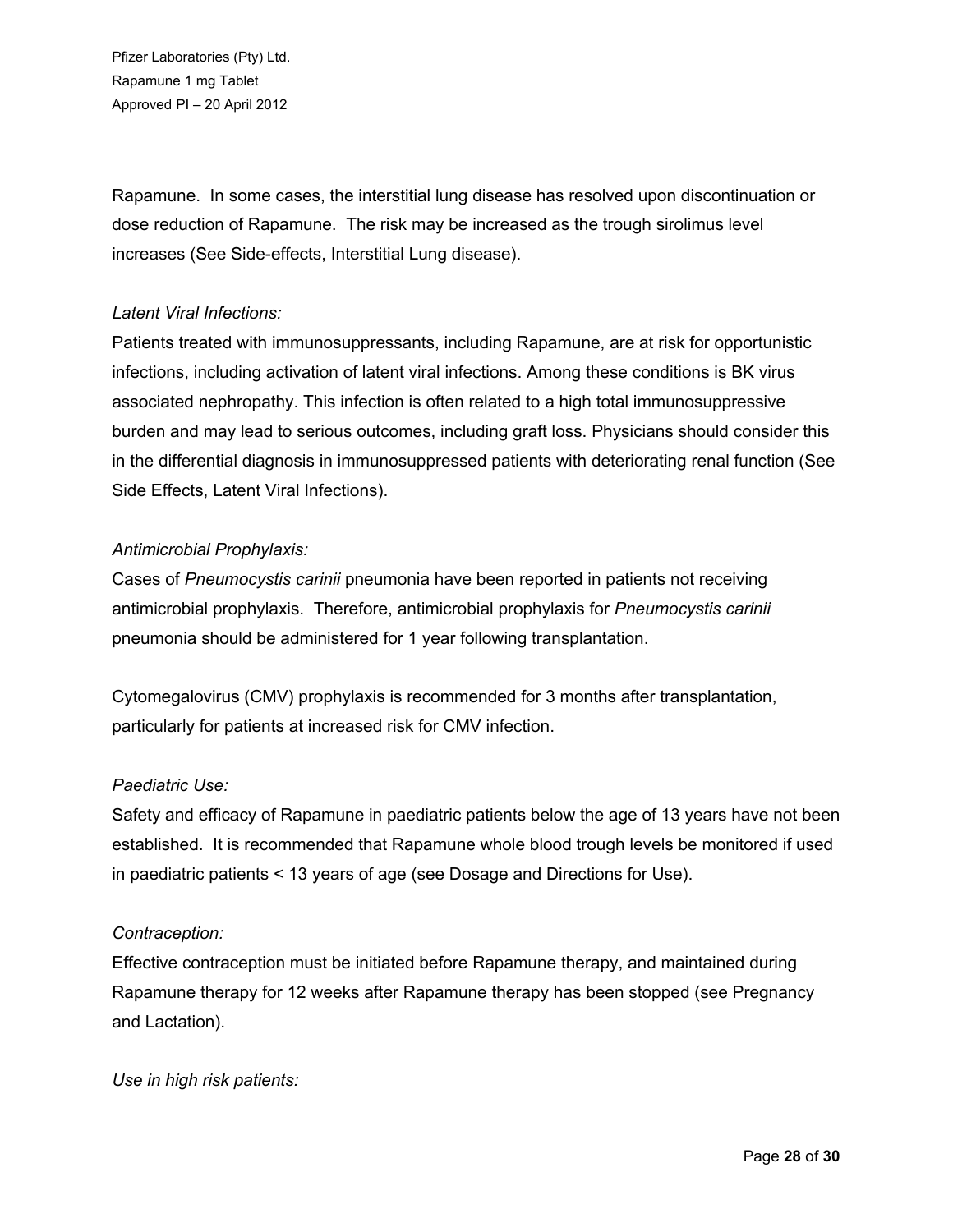Rapamune. In some cases, the interstitial lung disease has resolved upon discontinuation or dose reduction of Rapamune. The risk may be increased as the trough sirolimus level increases (See Side-effects, Interstitial Lung disease).

*Latent Viral Infections:*

Patients treated with immunosuppressants, including Rapamune, are at risk for opportunistic infections, including activation of latent viral infections. Among these conditions is BK virus associated nephropathy. This infection is often related to a high total immunosuppressive burden and may lead to serious outcomes, including graft loss. Physicians should consider this in the differential diagnosis in immunosuppressed patients with deteriorating renal function (See Side Effects, Latent Viral Infections).

*Antimicrobial Prophylaxis:*

Cases of *Pneumocystis carinii* pneumonia have been reported in patients not receiving antimicrobial prophylaxis. Therefore, antimicrobial prophylaxis for *Pneumocystis carinii* pneumonia should be administered for 1 year following transplantation.

Cytomegalovirus (CMV) prophylaxis is recommended for 3 months after transplantation, particularly for patients at increased risk for CMV infection.

*Paediatric Use:*

Safety and efficacy of Rapamune in paediatric patients below the age of 13 years have not been established. It is recommended that Rapamune whole blood trough levels be monitored if used in paediatric patients < 13 years of age (see Dosage and Directions for Use).

*Contraception:*

Effective contraception must be initiated before Rapamune therapy, and maintained during Rapamune therapy for 12 weeks after Rapamune therapy has been stopped (see Pregnancy and Lactation).

*Use in high risk patients:*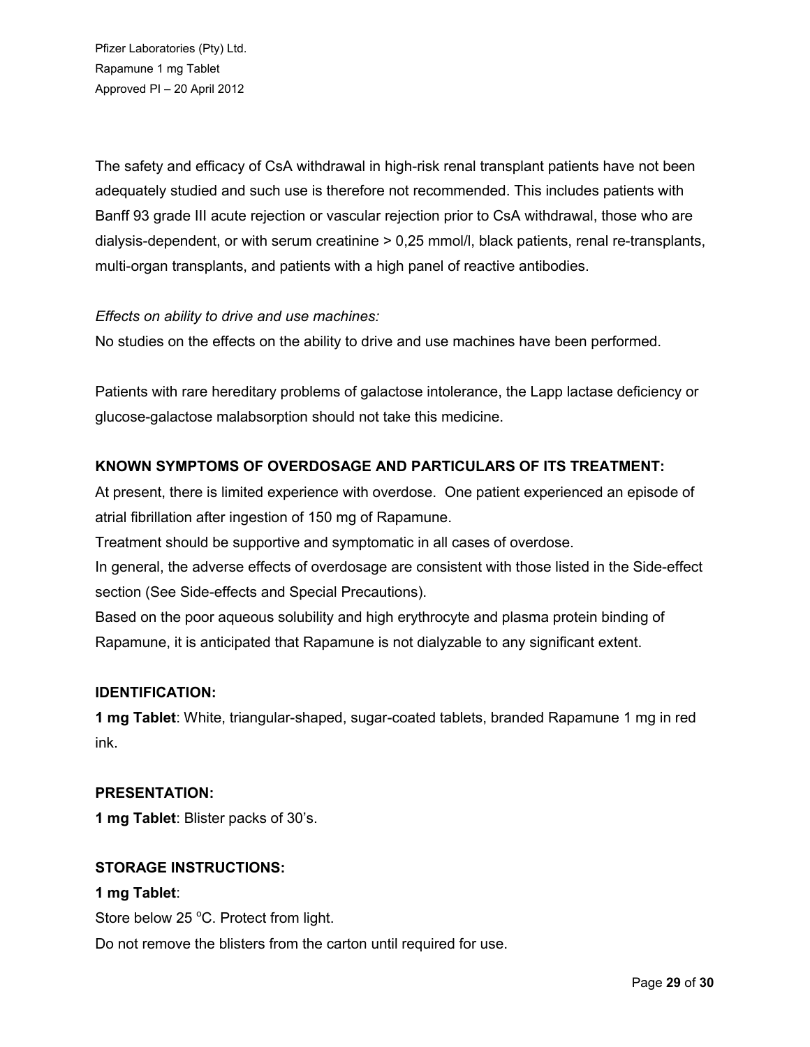The safety and efficacy of CsA withdrawal in high-risk renal transplant patients have not been adequately studied and such use is therefore not recommended. This includes patients with Banff 93 grade III acute rejection or vascular rejection prior to CsA withdrawal, those who are dialysis-dependent, or with serum creatinine > 0,25 mmol/l, black patients, renal re-transplants, multi-organ transplants, and patients with a high panel of reactive antibodies.

*Effects on ability to drive and use machines:*
No studies on the effects on the ability to drive and use machines have been performed.

Patients with rare hereditary problems of galactose intolerance, the Lapp lactase deficiency or glucose-galactose malabsorption should not take this medicine.

**KNOWN SYMPTOMS OF OVERDOSAGE AND PARTICULARS OF ITS TREATMENT:**

At present, there is limited experience with overdose. One patient experienced an episode of atrial fibrillation after ingestion of 150 mg of Rapamune.
Treatment should be supportive and symptomatic in all cases of overdose.
In general, the adverse effects of overdosage are consistent with those listed in the Side-effect section (See Side-effects and Special Precautions).
Based on the poor aqueous solubility and high erythrocyte and plasma protein binding of Rapamune, it is anticipated that Rapamune is not dialyzable to any significant extent.

**IDENTIFICATION:**

**1 mg Tablet**: White, triangular-shaped, sugar-coated tablets, branded Rapamune 1 mg in red ink.

**PRESENTATION:**

**1 mg Tablet**: Blister packs of 30's.

**STORAGE INSTRUCTIONS:**

**1 mg Tablet**:
Store below 25 °C. Protect from light.
Do not remove the blisters from the carton until required for use.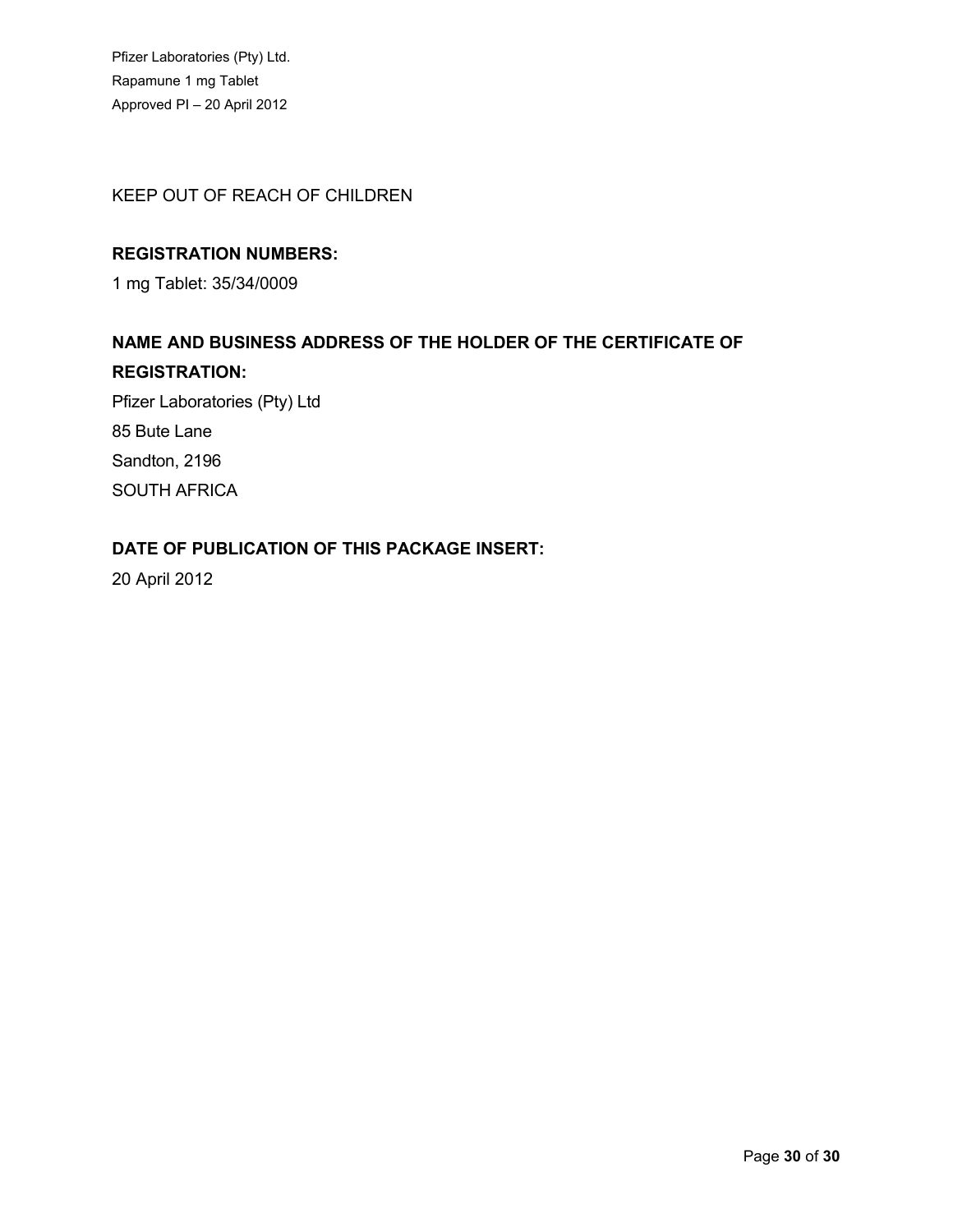KEEP OUT OF REACH OF CHILDREN

**REGISTRATION NUMBERS:**

1 mg Tablet: 35/34/0009

**NAME AND BUSINESS ADDRESS OF THE HOLDER OF THE CERTIFICATE OF REGISTRATION:**

Pfizer Laboratories (Pty) Ltd
85 Bute Lane
Sandton, 2196
SOUTH AFRICA

**DATE OF PUBLICATION OF THIS PACKAGE INSERT:**

20 April 2012